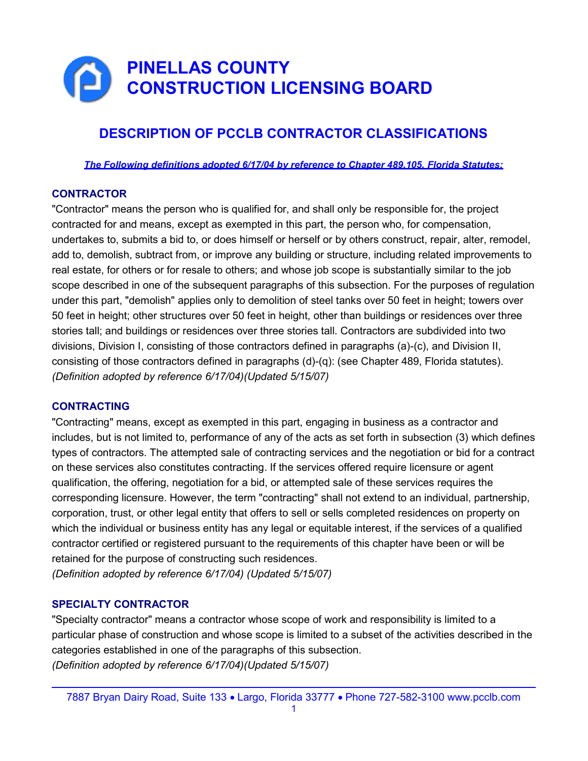# PINELLAS COUNTY CONSTRUCTION LICENSING BOARD

## DESCRIPTION OF PCCLB CONTRACTOR CLASSIFICATIONS

***The Following definitions adopted 6/17/04 by reference to Chapter 489.105, Florida Statutes:***

### CONTRACTOR

"Contractor" means the person who is qualified for, and shall only be responsible for, the project contracted for and means, except as exempted in this part, the person who, for compensation, undertakes to, submits a bid to, or does himself or herself or by others construct, repair, alter, remodel, add to, demolish, subtract from, or improve any building or structure, including related improvements to real estate, for others or for resale to others; and whose job scope is substantially similar to the job scope described in one of the subsequent paragraphs of this subsection. For the purposes of regulation under this part, "demolish" applies only to demolition of steel tanks over 50 feet in height; towers over 50 feet in height; other structures over 50 feet in height, other than buildings or residences over three stories tall; and buildings or residences over three stories tall. Contractors are subdivided into two divisions, Division I, consisting of those contractors defined in paragraphs (a)-(c), and Division II, consisting of those contractors defined in paragraphs (d)-(q): (see Chapter 489, Florida statutes).
*(Definition adopted by reference 6/17/04)(Updated 5/15/07)*

### CONTRACTING

"Contracting" means, except as exempted in this part, engaging in business as a contractor and includes, but is not limited to, performance of any of the acts as set forth in subsection (3) which defines types of contractors. The attempted sale of contracting services and the negotiation or bid for a contract on these services also constitutes contracting. If the services offered require licensure or agent qualification, the offering, negotiation for a bid, or attempted sale of these services requires the corresponding licensure. However, the term "contracting" shall not extend to an individual, partnership, corporation, trust, or other legal entity that offers to sell or sells completed residences on property on which the individual or business entity has any legal or equitable interest, if the services of a qualified contractor certified or registered pursuant to the requirements of this chapter have been or will be retained for the purpose of constructing such residences.
*(Definition adopted by reference 6/17/04) (Updated 5/15/07)*

### SPECIALTY CONTRACTOR

"Specialty contractor" means a contractor whose scope of work and responsibility is limited to a particular phase of construction and whose scope is limited to a subset of the activities described in the categories established in one of the paragraphs of this subsection.
*(Definition adopted by reference 6/17/04)(Updated 5/15/07)*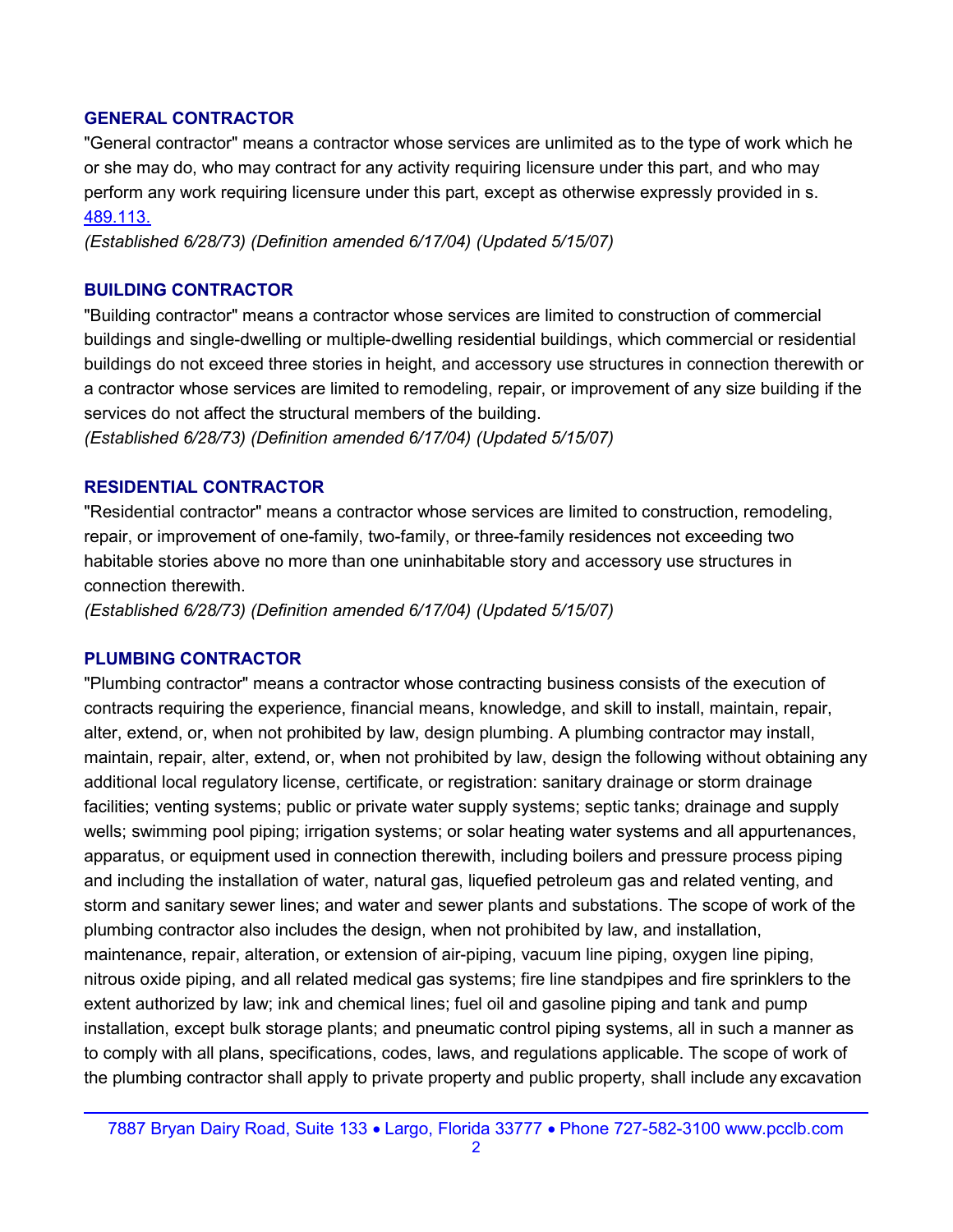### GENERAL CONTRACTOR

"General contractor" means a contractor whose services are unlimited as to the type of work which he or she may do, who may contract for any activity requiring licensure under this part, and who may perform any work requiring licensure under this part, except as otherwise expressly provided in s. [489.113.](489.113.)

*(Established 6/28/73) (Definition amended 6/17/04) (Updated 5/15/07)*

### BUILDING CONTRACTOR

"Building contractor" means a contractor whose services are limited to construction of commercial buildings and single-dwelling or multiple-dwelling residential buildings, which commercial or residential buildings do not exceed three stories in height, and accessory use structures in connection therewith or a contractor whose services are limited to remodeling, repair, or improvement of any size building if the services do not affect the structural members of the building.

*(Established 6/28/73) (Definition amended 6/17/04) (Updated 5/15/07)*

### RESIDENTIAL CONTRACTOR

"Residential contractor" means a contractor whose services are limited to construction, remodeling, repair, or improvement of one-family, two-family, or three-family residences not exceeding two habitable stories above no more than one uninhabitable story and accessory use structures in connection therewith.

*(Established 6/28/73) (Definition amended 6/17/04) (Updated 5/15/07)*

### PLUMBING CONTRACTOR

"Plumbing contractor" means a contractor whose contracting business consists of the execution of contracts requiring the experience, financial means, knowledge, and skill to install, maintain, repair, alter, extend, or, when not prohibited by law, design plumbing. A plumbing contractor may install, maintain, repair, alter, extend, or, when not prohibited by law, design the following without obtaining any additional local regulatory license, certificate, or registration: sanitary drainage or storm drainage facilities; venting systems; public or private water supply systems; septic tanks; drainage and supply wells; swimming pool piping; irrigation systems; or solar heating water systems and all appurtenances, apparatus, or equipment used in connection therewith, including boilers and pressure process piping and including the installation of water, natural gas, liquefied petroleum gas and related venting, and storm and sanitary sewer lines; and water and sewer plants and substations. The scope of work of the plumbing contractor also includes the design, when not prohibited by law, and installation, maintenance, repair, alteration, or extension of air-piping, vacuum line piping, oxygen line piping, nitrous oxide piping, and all related medical gas systems; fire line standpipes and fire sprinklers to the extent authorized by law; ink and chemical lines; fuel oil and gasoline piping and tank and pump installation, except bulk storage plants; and pneumatic control piping systems, all in such a manner as to comply with all plans, specifications, codes, laws, and regulations applicable. The scope of work of the plumbing contractor shall apply to private property and public property, shall include any excavation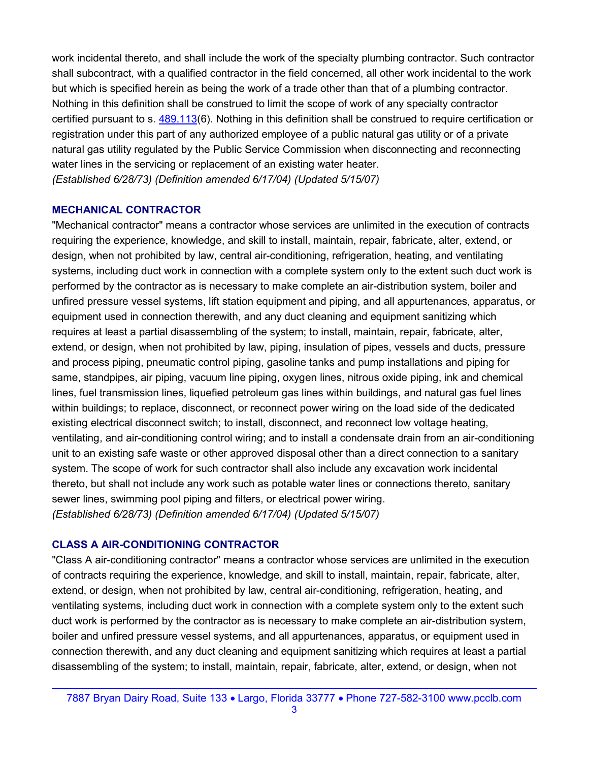work incidental thereto, and shall include the work of the specialty plumbing contractor. Such contractor shall subcontract, with a qualified contractor in the field concerned, all other work incidental to the work but which is specified herein as being the work of a trade other than that of a plumbing contractor. Nothing in this definition shall be construed to limit the scope of work of any specialty contractor certified pursuant to s. 489.113(6). Nothing in this definition shall be construed to require certification or registration under this part of any authorized employee of a public natural gas utility or of a private natural gas utility regulated by the Public Service Commission when disconnecting and reconnecting water lines in the servicing or replacement of an existing water heater.
*(Established 6/28/73) (Definition amended 6/17/04) (Updated 5/15/07)*

### MECHANICAL CONTRACTOR

"Mechanical contractor" means a contractor whose services are unlimited in the execution of contracts requiring the experience, knowledge, and skill to install, maintain, repair, fabricate, alter, extend, or design, when not prohibited by law, central air-conditioning, refrigeration, heating, and ventilating systems, including duct work in connection with a complete system only to the extent such duct work is performed by the contractor as is necessary to make complete an air-distribution system, boiler and unfired pressure vessel systems, lift station equipment and piping, and all appurtenances, apparatus, or equipment used in connection therewith, and any duct cleaning and equipment sanitizing which requires at least a partial disassembling of the system; to install, maintain, repair, fabricate, alter, extend, or design, when not prohibited by law, piping, insulation of pipes, vessels and ducts, pressure and process piping, pneumatic control piping, gasoline tanks and pump installations and piping for same, standpipes, air piping, vacuum line piping, oxygen lines, nitrous oxide piping, ink and chemical lines, fuel transmission lines, liquefied petroleum gas lines within buildings, and natural gas fuel lines within buildings; to replace, disconnect, or reconnect power wiring on the load side of the dedicated existing electrical disconnect switch; to install, disconnect, and reconnect low voltage heating, ventilating, and air-conditioning control wiring; and to install a condensate drain from an air-conditioning unit to an existing safe waste or other approved disposal other than a direct connection to a sanitary system. The scope of work for such contractor shall also include any excavation work incidental thereto, but shall not include any work such as potable water lines or connections thereto, sanitary sewer lines, swimming pool piping and filters, or electrical power wiring.
*(Established 6/28/73) (Definition amended 6/17/04) (Updated 5/15/07)*

### CLASS A AIR-CONDITIONING CONTRACTOR

"Class A air-conditioning contractor" means a contractor whose services are unlimited in the execution of contracts requiring the experience, knowledge, and skill to install, maintain, repair, fabricate, alter, extend, or design, when not prohibited by law, central air-conditioning, refrigeration, heating, and ventilating systems, including duct work in connection with a complete system only to the extent such duct work is performed by the contractor as is necessary to make complete an air-distribution system, boiler and unfired pressure vessel systems, and all appurtenances, apparatus, or equipment used in connection therewith, and any duct cleaning and equipment sanitizing which requires at least a partial disassembling of the system; to install, maintain, repair, fabricate, alter, extend, or design, when not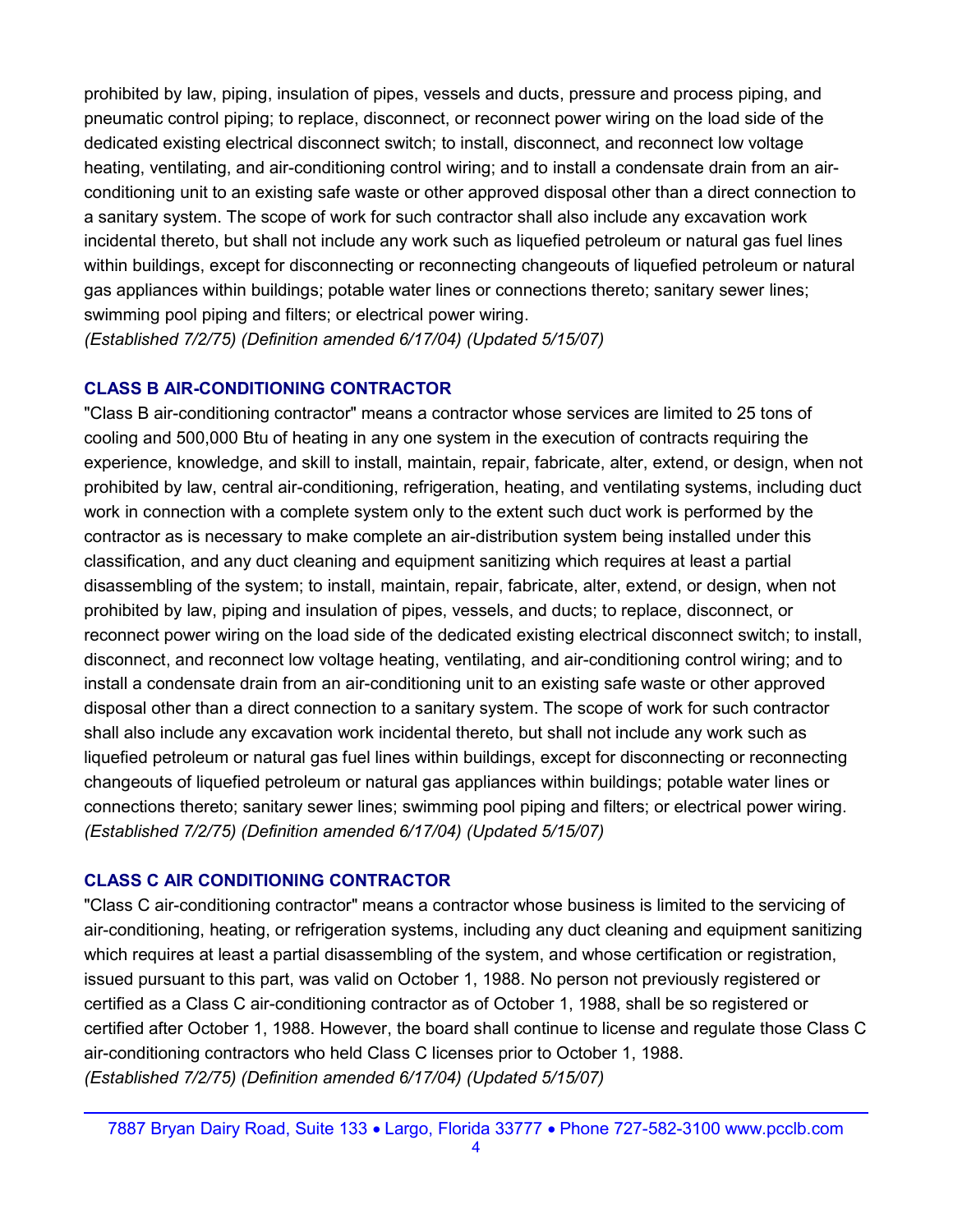prohibited by law, piping, insulation of pipes, vessels and ducts, pressure and process piping, and pneumatic control piping; to replace, disconnect, or reconnect power wiring on the load side of the dedicated existing electrical disconnect switch; to install, disconnect, and reconnect low voltage heating, ventilating, and air-conditioning control wiring; and to install a condensate drain from an air-conditioning unit to an existing safe waste or other approved disposal other than a direct connection to a sanitary system. The scope of work for such contractor shall also include any excavation work incidental thereto, but shall not include any work such as liquefied petroleum or natural gas fuel lines within buildings, except for disconnecting or reconnecting changeouts of liquefied petroleum or natural gas appliances within buildings; potable water lines or connections thereto; sanitary sewer lines; swimming pool piping and filters; or electrical power wiring.
*(Established 7/2/75) (Definition amended 6/17/04) (Updated 5/15/07)*

### CLASS B AIR-CONDITIONING CONTRACTOR

"Class B air-conditioning contractor" means a contractor whose services are limited to 25 tons of cooling and 500,000 Btu of heating in any one system in the execution of contracts requiring the experience, knowledge, and skill to install, maintain, repair, fabricate, alter, extend, or design, when not prohibited by law, central air-conditioning, refrigeration, heating, and ventilating systems, including duct work in connection with a complete system only to the extent such duct work is performed by the contractor as is necessary to make complete an air-distribution system being installed under this classification, and any duct cleaning and equipment sanitizing which requires at least a partial disassembling of the system; to install, maintain, repair, fabricate, alter, extend, or design, when not prohibited by law, piping and insulation of pipes, vessels, and ducts; to replace, disconnect, or reconnect power wiring on the load side of the dedicated existing electrical disconnect switch; to install, disconnect, and reconnect low voltage heating, ventilating, and air-conditioning control wiring; and to install a condensate drain from an air-conditioning unit to an existing safe waste or other approved disposal other than a direct connection to a sanitary system. The scope of work for such contractor shall also include any excavation work incidental thereto, but shall not include any work such as liquefied petroleum or natural gas fuel lines within buildings, except for disconnecting or reconnecting changeouts of liquefied petroleum or natural gas appliances within buildings; potable water lines or connections thereto; sanitary sewer lines; swimming pool piping and filters; or electrical power wiring.
*(Established 7/2/75) (Definition amended 6/17/04) (Updated 5/15/07)*

### CLASS C AIR CONDITIONING CONTRACTOR

"Class C air-conditioning contractor" means a contractor whose business is limited to the servicing of air-conditioning, heating, or refrigeration systems, including any duct cleaning and equipment sanitizing which requires at least a partial disassembling of the system, and whose certification or registration, issued pursuant to this part, was valid on October 1, 1988. No person not previously registered or certified as a Class C air-conditioning contractor as of October 1, 1988, shall be so registered or certified after October 1, 1988. However, the board shall continue to license and regulate those Class C air-conditioning contractors who held Class C licenses prior to October 1, 1988.
*(Established 7/2/75) (Definition amended 6/17/04) (Updated 5/15/07)*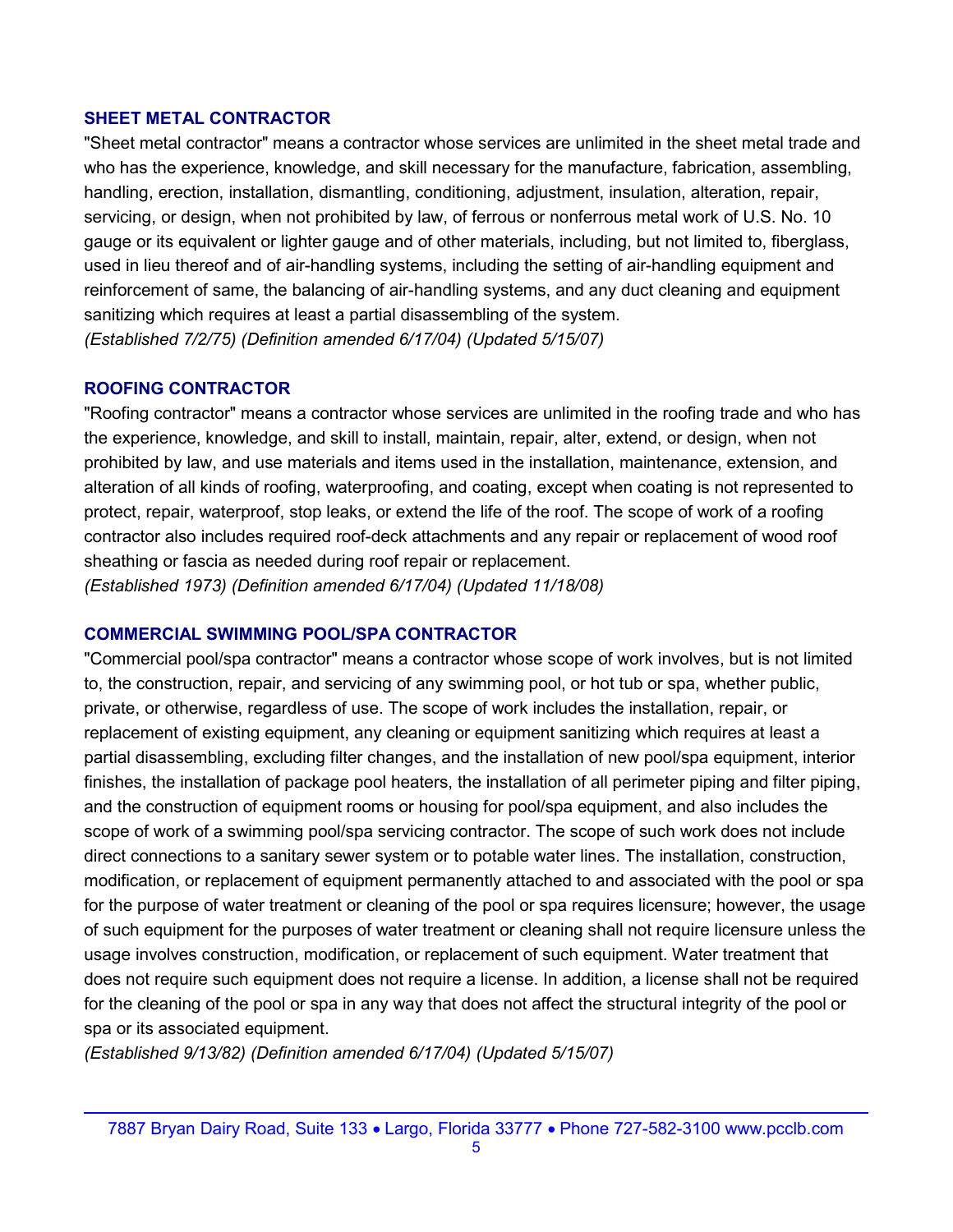### SHEET METAL CONTRACTOR

"Sheet metal contractor" means a contractor whose services are unlimited in the sheet metal trade and who has the experience, knowledge, and skill necessary for the manufacture, fabrication, assembling, handling, erection, installation, dismantling, conditioning, adjustment, insulation, alteration, repair, servicing, or design, when not prohibited by law, of ferrous or nonferrous metal work of U.S. No. 10 gauge or its equivalent or lighter gauge and of other materials, including, but not limited to, fiberglass, used in lieu thereof and of air-handling systems, including the setting of air-handling equipment and reinforcement of same, the balancing of air-handling systems, and any duct cleaning and equipment sanitizing which requires at least a partial disassembling of the system.
*(Established 7/2/75) (Definition amended 6/17/04) (Updated 5/15/07)*

### ROOFING CONTRACTOR

"Roofing contractor" means a contractor whose services are unlimited in the roofing trade and who has the experience, knowledge, and skill to install, maintain, repair, alter, extend, or design, when not prohibited by law, and use materials and items used in the installation, maintenance, extension, and alteration of all kinds of roofing, waterproofing, and coating, except when coating is not represented to protect, repair, waterproof, stop leaks, or extend the life of the roof. The scope of work of a roofing contractor also includes required roof-deck attachments and any repair or replacement of wood roof sheathing or fascia as needed during roof repair or replacement.
*(Established 1973) (Definition amended 6/17/04) (Updated 11/18/08)*

### COMMERCIAL SWIMMING POOL/SPA CONTRACTOR

"Commercial pool/spa contractor" means a contractor whose scope of work involves, but is not limited to, the construction, repair, and servicing of any swimming pool, or hot tub or spa, whether public, private, or otherwise, regardless of use. The scope of work includes the installation, repair, or replacement of existing equipment, any cleaning or equipment sanitizing which requires at least a partial disassembling, excluding filter changes, and the installation of new pool/spa equipment, interior finishes, the installation of package pool heaters, the installation of all perimeter piping and filter piping, and the construction of equipment rooms or housing for pool/spa equipment, and also includes the scope of work of a swimming pool/spa servicing contractor. The scope of such work does not include direct connections to a sanitary sewer system or to potable water lines. The installation, construction, modification, or replacement of equipment permanently attached to and associated with the pool or spa for the purpose of water treatment or cleaning of the pool or spa requires licensure; however, the usage of such equipment for the purposes of water treatment or cleaning shall not require licensure unless the usage involves construction, modification, or replacement of such equipment. Water treatment that does not require such equipment does not require a license. In addition, a license shall not be required for the cleaning of the pool or spa in any way that does not affect the structural integrity of the pool or spa or its associated equipment.
*(Established 9/13/82) (Definition amended 6/17/04) (Updated 5/15/07)*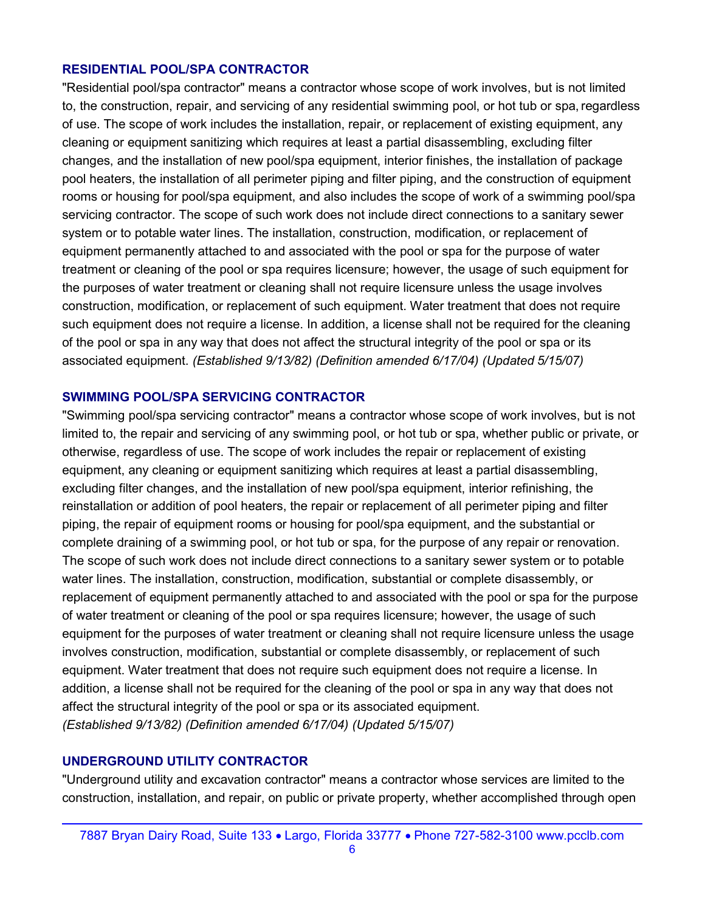### RESIDENTIAL POOL/SPA CONTRACTOR

"Residential pool/spa contractor" means a contractor whose scope of work involves, but is not limited to, the construction, repair, and servicing of any residential swimming pool, or hot tub or spa, regardless of use. The scope of work includes the installation, repair, or replacement of existing equipment, any cleaning or equipment sanitizing which requires at least a partial disassembling, excluding filter changes, and the installation of new pool/spa equipment, interior finishes, the installation of package pool heaters, the installation of all perimeter piping and filter piping, and the construction of equipment rooms or housing for pool/spa equipment, and also includes the scope of work of a swimming pool/spa servicing contractor. The scope of such work does not include direct connections to a sanitary sewer system or to potable water lines. The installation, construction, modification, or replacement of equipment permanently attached to and associated with the pool or spa for the purpose of water treatment or cleaning of the pool or spa requires licensure; however, the usage of such equipment for the purposes of water treatment or cleaning shall not require licensure unless the usage involves construction, modification, or replacement of such equipment. Water treatment that does not require such equipment does not require a license. In addition, a license shall not be required for the cleaning of the pool or spa in any way that does not affect the structural integrity of the pool or spa or its associated equipment. *(Established 9/13/82) (Definition amended 6/17/04) (Updated 5/15/07)*

### SWIMMING POOL/SPA SERVICING CONTRACTOR

"Swimming pool/spa servicing contractor" means a contractor whose scope of work involves, but is not limited to, the repair and servicing of any swimming pool, or hot tub or spa, whether public or private, or otherwise, regardless of use. The scope of work includes the repair or replacement of existing equipment, any cleaning or equipment sanitizing which requires at least a partial disassembling, excluding filter changes, and the installation of new pool/spa equipment, interior refinishing, the reinstallation or addition of pool heaters, the repair or replacement of all perimeter piping and filter piping, the repair of equipment rooms or housing for pool/spa equipment, and the substantial or complete draining of a swimming pool, or hot tub or spa, for the purpose of any repair or renovation. The scope of such work does not include direct connections to a sanitary sewer system or to potable water lines. The installation, construction, modification, substantial or complete disassembly, or replacement of equipment permanently attached to and associated with the pool or spa for the purpose of water treatment or cleaning of the pool or spa requires licensure; however, the usage of such equipment for the purposes of water treatment or cleaning shall not require licensure unless the usage involves construction, modification, substantial or complete disassembly, or replacement of such equipment. Water treatment that does not require such equipment does not require a license. In addition, a license shall not be required for the cleaning of the pool or spa in any way that does not affect the structural integrity of the pool or spa or its associated equipment.
*(Established 9/13/82) (Definition amended 6/17/04) (Updated 5/15/07)*

### UNDERGROUND UTILITY CONTRACTOR

"Underground utility and excavation contractor" means a contractor whose services are limited to the construction, installation, and repair, on public or private property, whether accomplished through open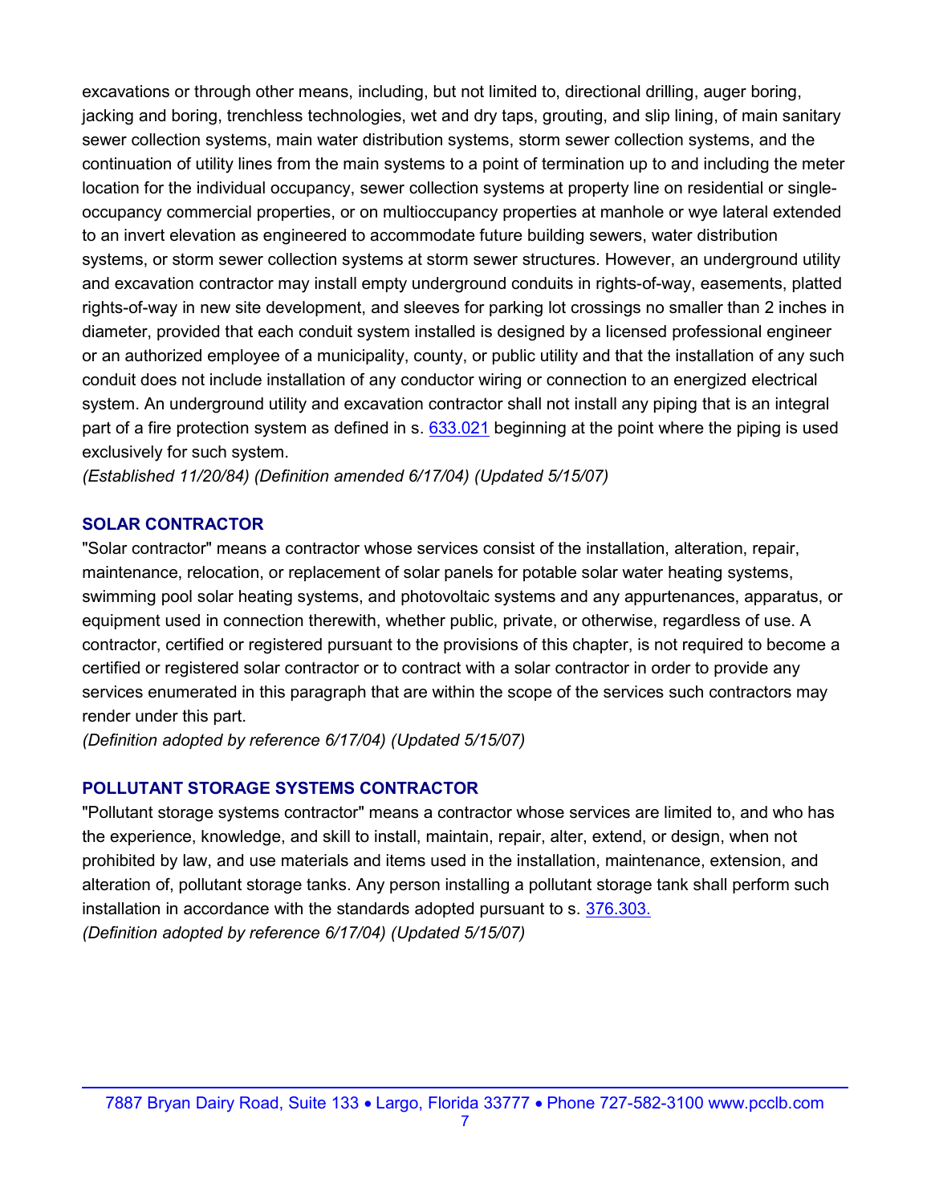excavations or through other means, including, but not limited to, directional drilling, auger boring, jacking and boring, trenchless technologies, wet and dry taps, grouting, and slip lining, of main sanitary sewer collection systems, main water distribution systems, storm sewer collection systems, and the continuation of utility lines from the main systems to a point of termination up to and including the meter location for the individual occupancy, sewer collection systems at property line on residential or single-occupancy commercial properties, or on multioccupancy properties at manhole or wye lateral extended to an invert elevation as engineered to accommodate future building sewers, water distribution systems, or storm sewer collection systems at storm sewer structures. However, an underground utility and excavation contractor may install empty underground conduits in rights-of-way, easements, platted rights-of-way in new site development, and sleeves for parking lot crossings no smaller than 2 inches in diameter, provided that each conduit system installed is designed by a licensed professional engineer or an authorized employee of a municipality, county, or public utility and that the installation of any such conduit does not include installation of any conductor wiring or connection to an energized electrical system. An underground utility and excavation contractor shall not install any piping that is an integral part of a fire protection system as defined in s. 633.021 beginning at the point where the piping is used exclusively for such system.
*(Established 11/20/84) (Definition amended 6/17/04) (Updated 5/15/07)*

### SOLAR CONTRACTOR

"Solar contractor" means a contractor whose services consist of the installation, alteration, repair, maintenance, relocation, or replacement of solar panels for potable solar water heating systems, swimming pool solar heating systems, and photovoltaic systems and any appurtenances, apparatus, or equipment used in connection therewith, whether public, private, or otherwise, regardless of use. A contractor, certified or registered pursuant to the provisions of this chapter, is not required to become a certified or registered solar contractor or to contract with a solar contractor in order to provide any services enumerated in this paragraph that are within the scope of the services such contractors may render under this part.
*(Definition adopted by reference 6/17/04) (Updated 5/15/07)*

### POLLUTANT STORAGE SYSTEMS CONTRACTOR

"Pollutant storage systems contractor" means a contractor whose services are limited to, and who has the experience, knowledge, and skill to install, maintain, repair, alter, extend, or design, when not prohibited by law, and use materials and items used in the installation, maintenance, extension, and alteration of, pollutant storage tanks. Any person installing a pollutant storage tank shall perform such installation in accordance with the standards adopted pursuant to s. 376.303.
*(Definition adopted by reference 6/17/04) (Updated 5/15/07)*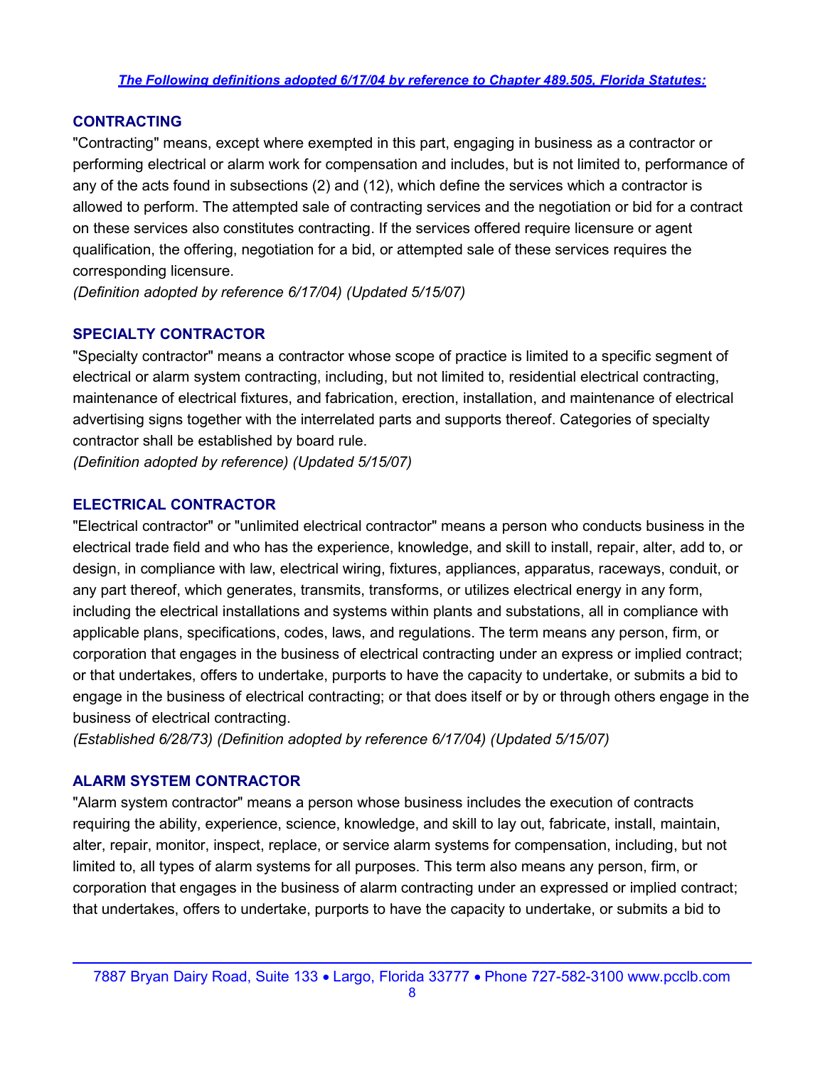***The Following definitions adopted 6/17/04 by reference to Chapter 489.505, Florida Statutes:***

### CONTRACTING

"Contracting" means, except where exempted in this part, engaging in business as a contractor or performing electrical or alarm work for compensation and includes, but is not limited to, performance of any of the acts found in subsections (2) and (12), which define the services which a contractor is allowed to perform. The attempted sale of contracting services and the negotiation or bid for a contract on these services also constitutes contracting. If the services offered require licensure or agent qualification, the offering, negotiation for a bid, or attempted sale of these services requires the corresponding licensure.
*(Definition adopted by reference 6/17/04) (Updated 5/15/07)*

### SPECIALTY CONTRACTOR

"Specialty contractor" means a contractor whose scope of practice is limited to a specific segment of electrical or alarm system contracting, including, but not limited to, residential electrical contracting, maintenance of electrical fixtures, and fabrication, erection, installation, and maintenance of electrical advertising signs together with the interrelated parts and supports thereof. Categories of specialty contractor shall be established by board rule.
*(Definition adopted by reference) (Updated 5/15/07)*

### ELECTRICAL CONTRACTOR

"Electrical contractor" or "unlimited electrical contractor" means a person who conducts business in the electrical trade field and who has the experience, knowledge, and skill to install, repair, alter, add to, or design, in compliance with law, electrical wiring, fixtures, appliances, apparatus, raceways, conduit, or any part thereof, which generates, transmits, transforms, or utilizes electrical energy in any form, including the electrical installations and systems within plants and substations, all in compliance with applicable plans, specifications, codes, laws, and regulations. The term means any person, firm, or corporation that engages in the business of electrical contracting under an express or implied contract; or that undertakes, offers to undertake, purports to have the capacity to undertake, or submits a bid to engage in the business of electrical contracting; or that does itself or by or through others engage in the business of electrical contracting.
*(Established 6/28/73) (Definition adopted by reference 6/17/04) (Updated 5/15/07)*

### ALARM SYSTEM CONTRACTOR

"Alarm system contractor" means a person whose business includes the execution of contracts requiring the ability, experience, science, knowledge, and skill to lay out, fabricate, install, maintain, alter, repair, monitor, inspect, replace, or service alarm systems for compensation, including, but not limited to, all types of alarm systems for all purposes. This term also means any person, firm, or corporation that engages in the business of alarm contracting under an expressed or implied contract; that undertakes, offers to undertake, purports to have the capacity to undertake, or submits a bid to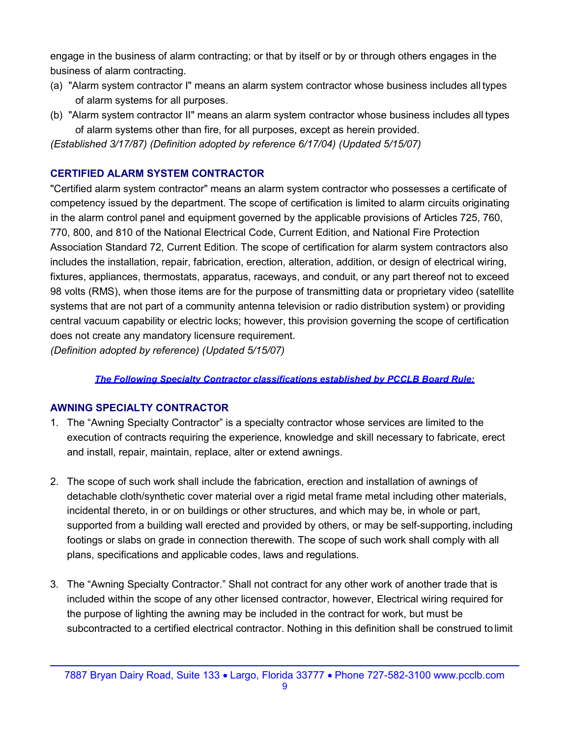engage in the business of alarm contracting; or that by itself or by or through others engages in the business of alarm contracting.

(a) "Alarm system contractor I" means an alarm system contractor whose business includes all types of alarm systems for all purposes.

(b) "Alarm system contractor II" means an alarm system contractor whose business includes all types of alarm systems other than fire, for all purposes, except as herein provided.

*(Established 3/17/87) (Definition adopted by reference 6/17/04) (Updated 5/15/07)*

## CERTIFIED ALARM SYSTEM CONTRACTOR

"Certified alarm system contractor" means an alarm system contractor who possesses a certificate of competency issued by the department. The scope of certification is limited to alarm circuits originating in the alarm control panel and equipment governed by the applicable provisions of Articles 725, 760, 770, 800, and 810 of the National Electrical Code, Current Edition, and National Fire Protection Association Standard 72, Current Edition. The scope of certification for alarm system contractors also includes the installation, repair, fabrication, erection, alteration, addition, or design of electrical wiring, fixtures, appliances, thermostats, apparatus, raceways, and conduit, or any part thereof not to exceed 98 volts (RMS), when those items are for the purpose of transmitting data or proprietary video (satellite systems that are not part of a community antenna television or radio distribution system) or providing central vacuum capability or electric locks; however, this provision governing the scope of certification does not create any mandatory licensure requirement.

*(Definition adopted by reference) (Updated 5/15/07)*

***The Following Specialty Contractor classifications established by PCCLB Board Rule:***

## AWNING SPECIALTY CONTRACTOR

1. The "Awning Specialty Contractor" is a specialty contractor whose services are limited to the execution of contracts requiring the experience, knowledge and skill necessary to fabricate, erect and install, repair, maintain, replace, alter or extend awnings.

2. The scope of such work shall include the fabrication, erection and installation of awnings of detachable cloth/synthetic cover material over a rigid metal frame metal including other materials, incidental thereto, in or on buildings or other structures, and which may be, in whole or part, supported from a building wall erected and provided by others, or may be self-supporting, including footings or slabs on grade in connection therewith. The scope of such work shall comply with all plans, specifications and applicable codes, laws and regulations.

3. The "Awning Specialty Contractor." Shall not contract for any other work of another trade that is included within the scope of any other licensed contractor, however, Electrical wiring required for the purpose of lighting the awning may be included in the contract for work, but must be subcontracted to a certified electrical contractor. Nothing in this definition shall be construed to limit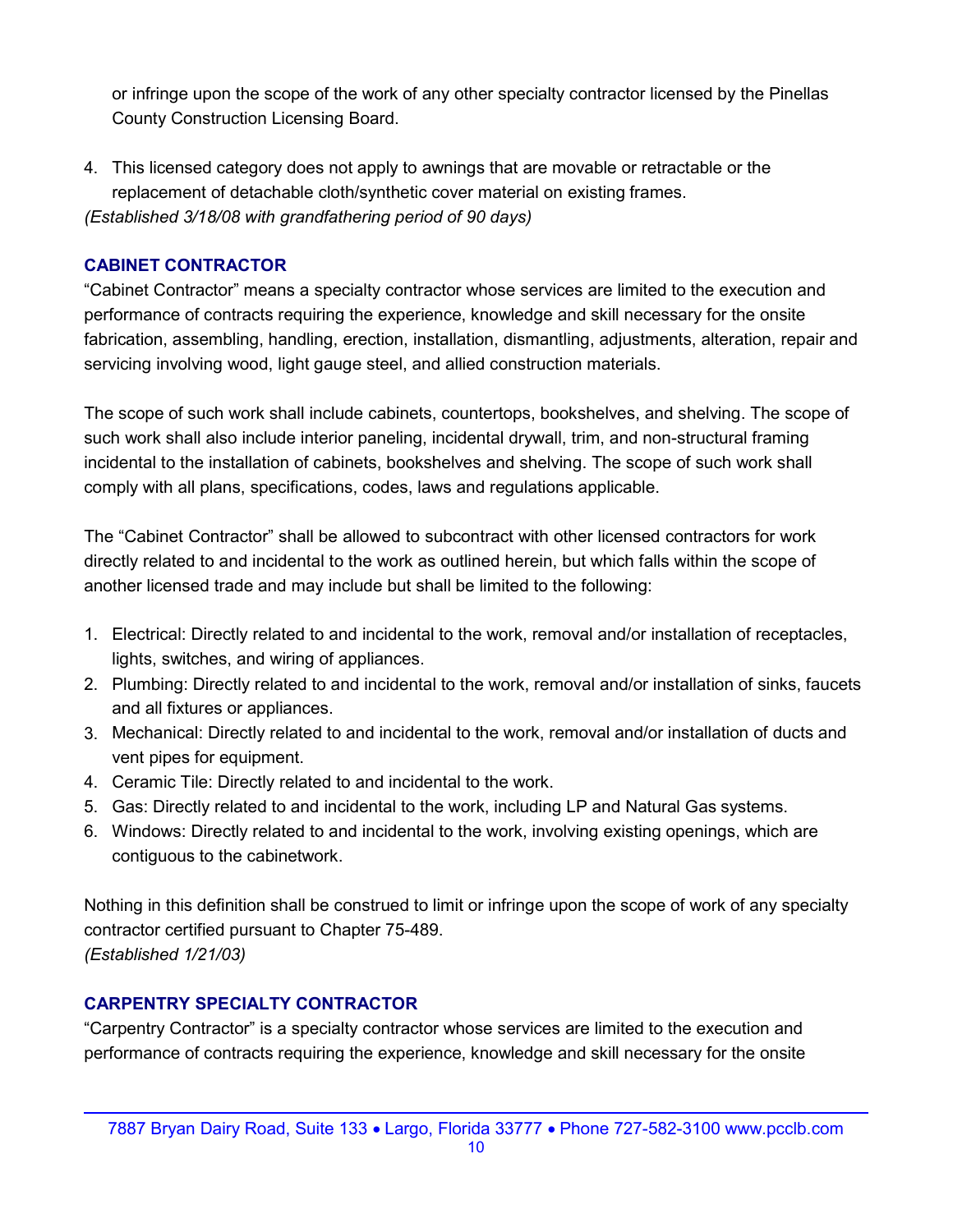or infringe upon the scope of the work of any other specialty contractor licensed by the Pinellas County Construction Licensing Board.

4. This licensed category does not apply to awnings that are movable or retractable or the replacement of detachable cloth/synthetic cover material on existing frames.

*(Established 3/18/08 with grandfathering period of 90 days)*

### CABINET CONTRACTOR

"Cabinet Contractor" means a specialty contractor whose services are limited to the execution and performance of contracts requiring the experience, knowledge and skill necessary for the onsite fabrication, assembling, handling, erection, installation, dismantling, adjustments, alteration, repair and servicing involving wood, light gauge steel, and allied construction materials.

The scope of such work shall include cabinets, countertops, bookshelves, and shelving. The scope of such work shall also include interior paneling, incidental drywall, trim, and non-structural framing incidental to the installation of cabinets, bookshelves and shelving. The scope of such work shall comply with all plans, specifications, codes, laws and regulations applicable.

The "Cabinet Contractor" shall be allowed to subcontract with other licensed contractors for work directly related to and incidental to the work as outlined herein, but which falls within the scope of another licensed trade and may include but shall be limited to the following:

1. Electrical: Directly related to and incidental to the work, removal and/or installation of receptacles, lights, switches, and wiring of appliances.
2. Plumbing: Directly related to and incidental to the work, removal and/or installation of sinks, faucets and all fixtures or appliances.
3. Mechanical: Directly related to and incidental to the work, removal and/or installation of ducts and vent pipes for equipment.
4. Ceramic Tile: Directly related to and incidental to the work.
5. Gas: Directly related to and incidental to the work, including LP and Natural Gas systems.
6. Windows: Directly related to and incidental to the work, involving existing openings, which are contiguous to the cabinetwork.

Nothing in this definition shall be construed to limit or infringe upon the scope of work of any specialty contractor certified pursuant to Chapter 75-489.

*(Established 1/21/03)*

### CARPENTRY SPECIALTY CONTRACTOR

"Carpentry Contractor" is a specialty contractor whose services are limited to the execution and performance of contracts requiring the experience, knowledge and skill necessary for the onsite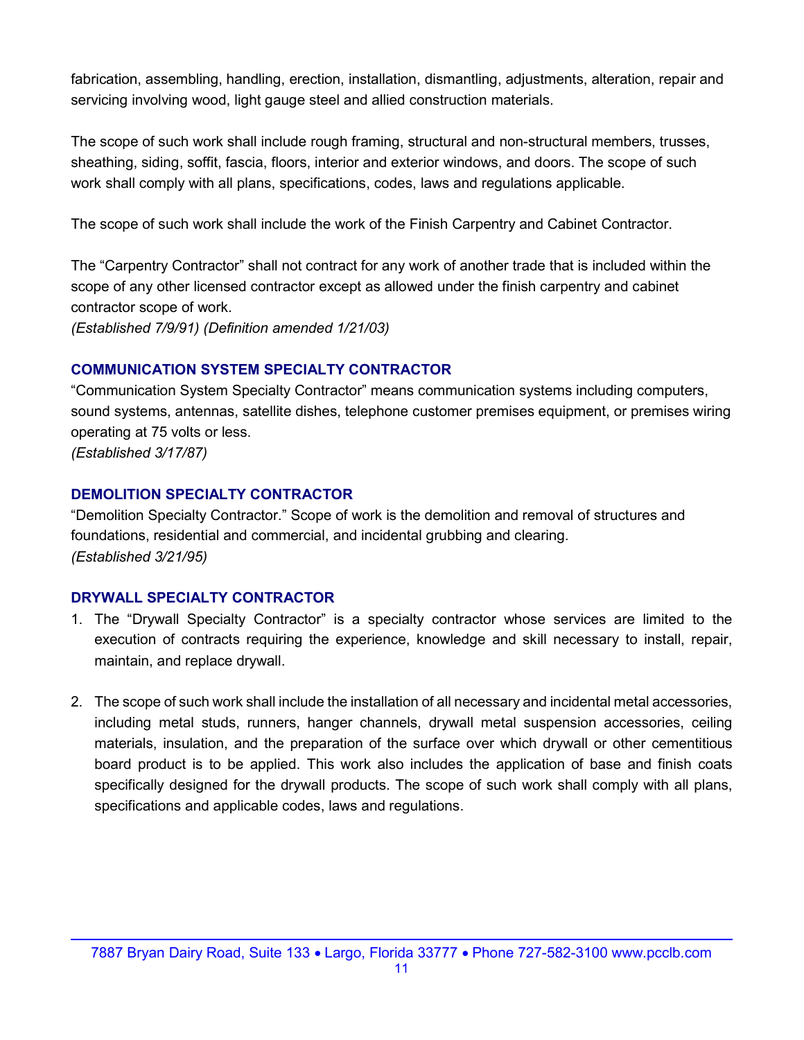fabrication, assembling, handling, erection, installation, dismantling, adjustments, alteration, repair and servicing involving wood, light gauge steel and allied construction materials.

The scope of such work shall include rough framing, structural and non-structural members, trusses, sheathing, siding, soffit, fascia, floors, interior and exterior windows, and doors. The scope of such work shall comply with all plans, specifications, codes, laws and regulations applicable.

The scope of such work shall include the work of the Finish Carpentry and Cabinet Contractor.

The “Carpentry Contractor” shall not contract for any work of another trade that is included within the scope of any other licensed contractor except as allowed under the finish carpentry and cabinet contractor scope of work.
*(Established 7/9/91) (Definition amended 1/21/03)*

### COMMUNICATION SYSTEM SPECIALTY CONTRACTOR

“Communication System Specialty Contractor” means communication systems including computers, sound systems, antennas, satellite dishes, telephone customer premises equipment, or premises wiring operating at 75 volts or less.
*(Established 3/17/87)*

### DEMOLITION SPECIALTY CONTRACTOR

“Demolition Specialty Contractor.” Scope of work is the demolition and removal of structures and foundations, residential and commercial, and incidental grubbing and clearing.
*(Established 3/21/95)*

### DRYWALL SPECIALTY CONTRACTOR

1. The “Drywall Specialty Contractor” is a specialty contractor whose services are limited to the execution of contracts requiring the experience, knowledge and skill necessary to install, repair, maintain, and replace drywall.

2. The scope of such work shall include the installation of all necessary and incidental metal accessories, including metal studs, runners, hanger channels, drywall metal suspension accessories, ceiling materials, insulation, and the preparation of the surface over which drywall or other cementitious board product is to be applied. This work also includes the application of base and finish coats specifically designed for the drywall products. The scope of such work shall comply with all plans, specifications and applicable codes, laws and regulations.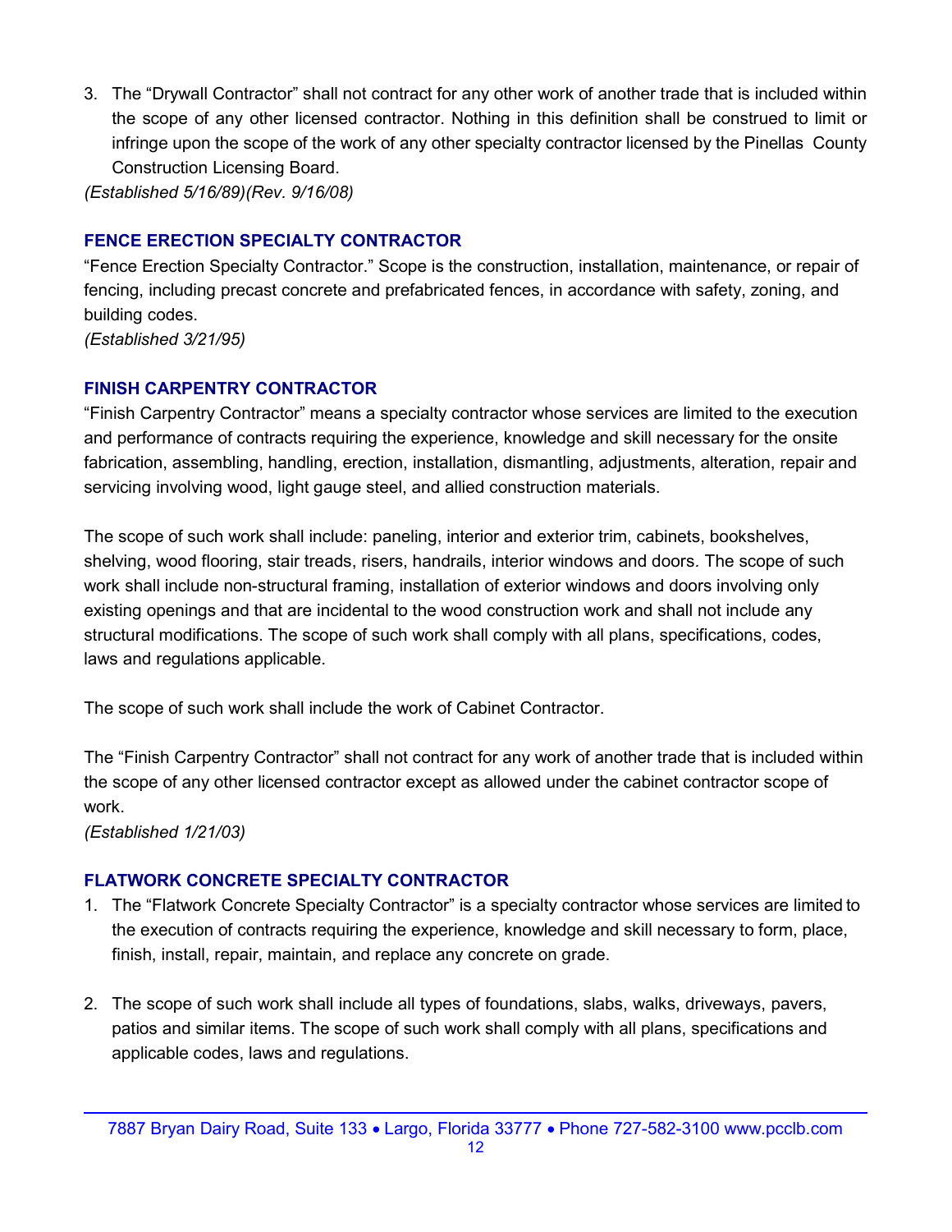3. The “Drywall Contractor” shall not contract for any other work of another trade that is included within the scope of any other licensed contractor. Nothing in this definition shall be construed to limit or infringe upon the scope of the work of any other specialty contractor licensed by the Pinellas County Construction Licensing Board.

*(Established 5/16/89)(Rev. 9/16/08)*

### FENCE ERECTION SPECIALTY CONTRACTOR

“Fence Erection Specialty Contractor.” Scope is the construction, installation, maintenance, or repair of fencing, including precast concrete and prefabricated fences, in accordance with safety, zoning, and building codes.

*(Established 3/21/95)*

### FINISH CARPENTRY CONTRACTOR

“Finish Carpentry Contractor” means a specialty contractor whose services are limited to the execution and performance of contracts requiring the experience, knowledge and skill necessary for the onsite fabrication, assembling, handling, erection, installation, dismantling, adjustments, alteration, repair and servicing involving wood, light gauge steel, and allied construction materials.

The scope of such work shall include: paneling, interior and exterior trim, cabinets, bookshelves, shelving, wood flooring, stair treads, risers, handrails, interior windows and doors. The scope of such work shall include non-structural framing, installation of exterior windows and doors involving only existing openings and that are incidental to the wood construction work and shall not include any structural modifications. The scope of such work shall comply with all plans, specifications, codes, laws and regulations applicable.

The scope of such work shall include the work of Cabinet Contractor.

The “Finish Carpentry Contractor” shall not contract for any work of another trade that is included within the scope of any other licensed contractor except as allowed under the cabinet contractor scope of work.

*(Established 1/21/03)*

### FLATWORK CONCRETE SPECIALTY CONTRACTOR

1. The “Flatwork Concrete Specialty Contractor” is a specialty contractor whose services are limited to the execution of contracts requiring the experience, knowledge and skill necessary to form, place, finish, install, repair, maintain, and replace any concrete on grade.

2. The scope of such work shall include all types of foundations, slabs, walks, driveways, pavers, patios and similar items. The scope of such work shall comply with all plans, specifications and applicable codes, laws and regulations.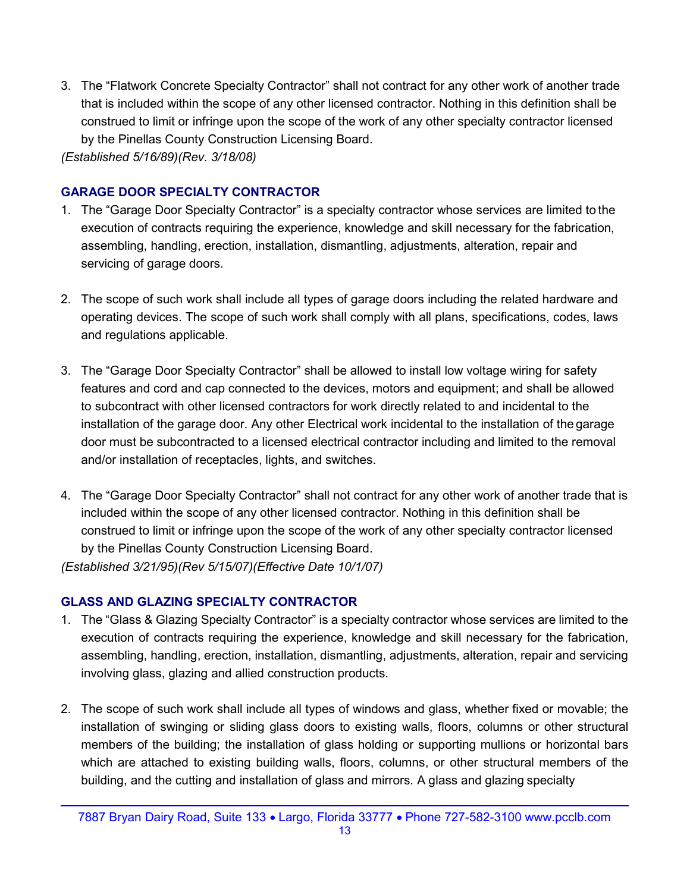3. The "Flatwork Concrete Specialty Contractor" shall not contract for any other work of another trade that is included within the scope of any other licensed contractor. Nothing in this definition shall be construed to limit or infringe upon the scope of the work of any other specialty contractor licensed by the Pinellas County Construction Licensing Board.

*(Established 5/16/89)(Rev. 3/18/08)*

### GARAGE DOOR SPECIALTY CONTRACTOR

1. The "Garage Door Specialty Contractor" is a specialty contractor whose services are limited to the execution of contracts requiring the experience, knowledge and skill necessary for the fabrication, assembling, handling, erection, installation, dismantling, adjustments, alteration, repair and servicing of garage doors.

2. The scope of such work shall include all types of garage doors including the related hardware and operating devices. The scope of such work shall comply with all plans, specifications, codes, laws and regulations applicable.

3. The "Garage Door Specialty Contractor" shall be allowed to install low voltage wiring for safety features and cord and cap connected to the devices, motors and equipment; and shall be allowed to subcontract with other licensed contractors for work directly related to and incidental to the installation of the garage door. Any other Electrical work incidental to the installation of the garage door must be subcontracted to a licensed electrical contractor including and limited to the removal and/or installation of receptacles, lights, and switches.

4. The "Garage Door Specialty Contractor" shall not contract for any other work of another trade that is included within the scope of any other licensed contractor. Nothing in this definition shall be construed to limit or infringe upon the scope of the work of any other specialty contractor licensed by the Pinellas County Construction Licensing Board.

*(Established 3/21/95)(Rev 5/15/07)(Effective Date 10/1/07)*

### GLASS AND GLAZING SPECIALTY CONTRACTOR

1. The "Glass & Glazing Specialty Contractor" is a specialty contractor whose services are limited to the execution of contracts requiring the experience, knowledge and skill necessary for the fabrication, assembling, handling, erection, installation, dismantling, adjustments, alteration, repair and servicing involving glass, glazing and allied construction products.

2. The scope of such work shall include all types of windows and glass, whether fixed or movable; the installation of swinging or sliding glass doors to existing walls, floors, columns or other structural members of the building; the installation of glass holding or supporting mullions or horizontal bars which are attached to existing building walls, floors, columns, or other structural members of the building, and the cutting and installation of glass and mirrors. A glass and glazing specialty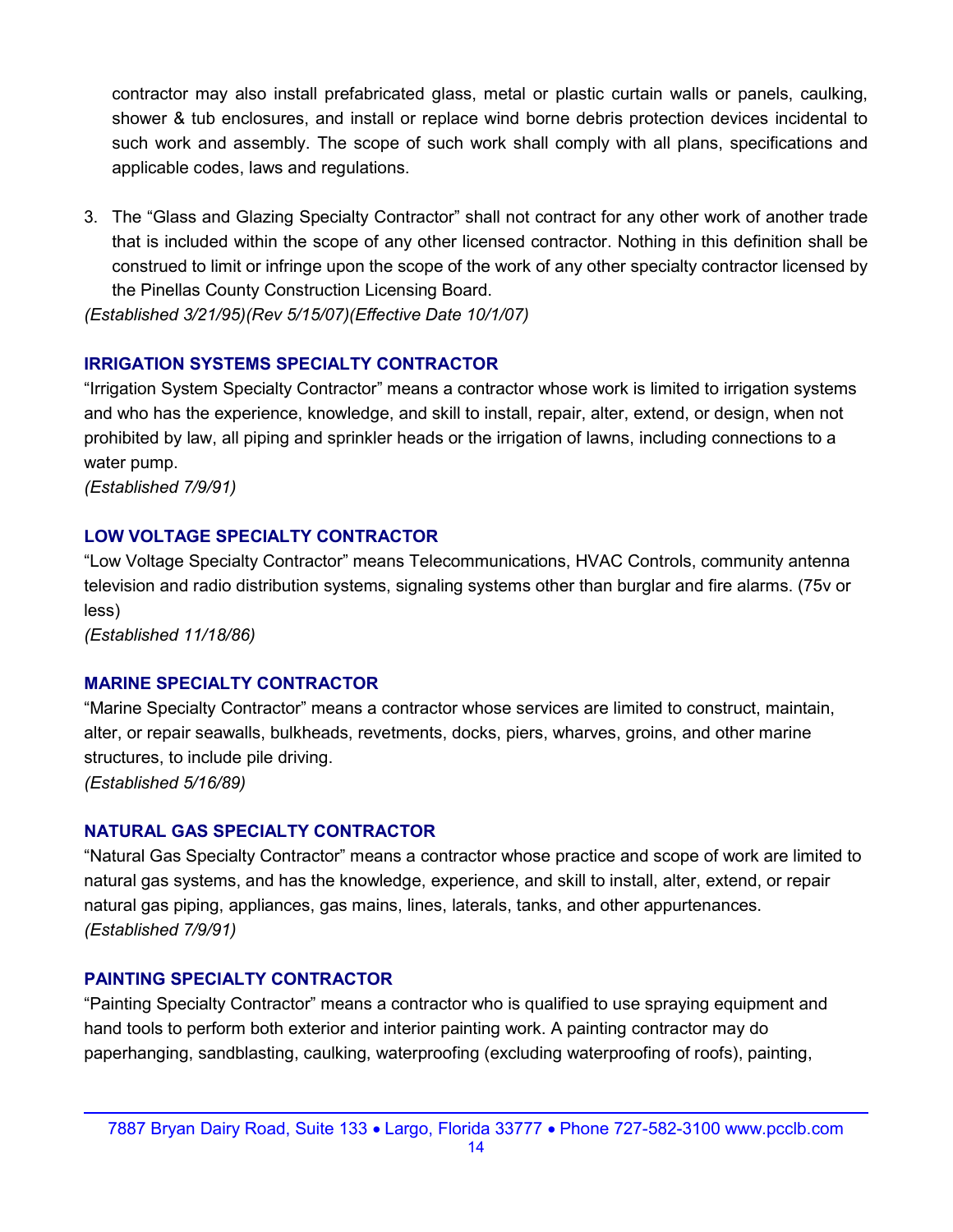contractor may also install prefabricated glass, metal or plastic curtain walls or panels, caulking, shower & tub enclosures, and install or replace wind borne debris protection devices incidental to such work and assembly. The scope of such work shall comply with all plans, specifications and applicable codes, laws and regulations.

3. The "Glass and Glazing Specialty Contractor" shall not contract for any other work of another trade that is included within the scope of any other licensed contractor. Nothing in this definition shall be construed to limit or infringe upon the scope of the work of any other specialty contractor licensed by the Pinellas County Construction Licensing Board.

*(Established 3/21/95)(Rev 5/15/07)(Effective Date 10/1/07)*

### IRRIGATION SYSTEMS SPECIALTY CONTRACTOR

"Irrigation System Specialty Contractor" means a contractor whose work is limited to irrigation systems and who has the experience, knowledge, and skill to install, repair, alter, extend, or design, when not prohibited by law, all piping and sprinkler heads or the irrigation of lawns, including connections to a water pump.

*(Established 7/9/91)*

### LOW VOLTAGE SPECIALTY CONTRACTOR

"Low Voltage Specialty Contractor" means Telecommunications, HVAC Controls, community antenna television and radio distribution systems, signaling systems other than burglar and fire alarms. (75v or less)

*(Established 11/18/86)*

### MARINE SPECIALTY CONTRACTOR

"Marine Specialty Contractor" means a contractor whose services are limited to construct, maintain, alter, or repair seawalls, bulkheads, revetments, docks, piers, wharves, groins, and other marine structures, to include pile driving.

*(Established 5/16/89)*

### NATURAL GAS SPECIALTY CONTRACTOR

"Natural Gas Specialty Contractor" means a contractor whose practice and scope of work are limited to natural gas systems, and has the knowledge, experience, and skill to install, alter, extend, or repair natural gas piping, appliances, gas mains, lines, laterals, tanks, and other appurtenances.

*(Established 7/9/91)*

### PAINTING SPECIALTY CONTRACTOR

"Painting Specialty Contractor" means a contractor who is qualified to use spraying equipment and hand tools to perform both exterior and interior painting work. A painting contractor may do paperhanging, sandblasting, caulking, waterproofing (excluding waterproofing of roofs), painting,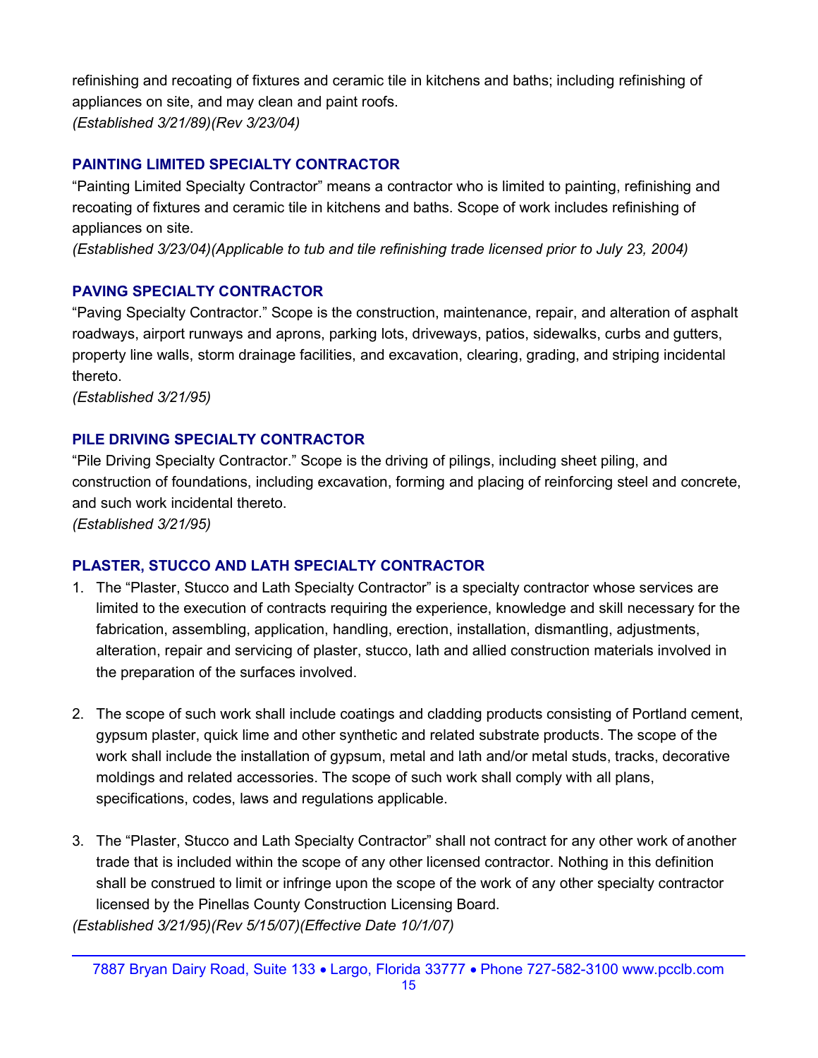refinishing and recoating of fixtures and ceramic tile in kitchens and baths; including refinishing of appliances on site, and may clean and paint roofs.
*(Established 3/21/89)(Rev 3/23/04)*

### PAINTING LIMITED SPECIALTY CONTRACTOR

“Painting Limited Specialty Contractor” means a contractor who is limited to painting, refinishing and recoating of fixtures and ceramic tile in kitchens and baths. Scope of work includes refinishing of appliances on site.
*(Established 3/23/04)(Applicable to tub and tile refinishing trade licensed prior to July 23, 2004)*

### PAVING SPECIALTY CONTRACTOR

“Paving Specialty Contractor.” Scope is the construction, maintenance, repair, and alteration of asphalt roadways, airport runways and aprons, parking lots, driveways, patios, sidewalks, curbs and gutters, property line walls, storm drainage facilities, and excavation, clearing, grading, and striping incidental thereto.
*(Established 3/21/95)*

### PILE DRIVING SPECIALTY CONTRACTOR

“Pile Driving Specialty Contractor.” Scope is the driving of pilings, including sheet piling, and construction of foundations, including excavation, forming and placing of reinforcing steel and concrete, and such work incidental thereto.
*(Established 3/21/95)*

### PLASTER, STUCCO AND LATH SPECIALTY CONTRACTOR

1. The “Plaster, Stucco and Lath Specialty Contractor” is a specialty contractor whose services are limited to the execution of contracts requiring the experience, knowledge and skill necessary for the fabrication, assembling, application, handling, erection, installation, dismantling, adjustments, alteration, repair and servicing of plaster, stucco, lath and allied construction materials involved in the preparation of the surfaces involved.

2. The scope of such work shall include coatings and cladding products consisting of Portland cement, gypsum plaster, quick lime and other synthetic and related substrate products. The scope of the work shall include the installation of gypsum, metal and lath and/or metal studs, tracks, decorative moldings and related accessories. The scope of such work shall comply with all plans, specifications, codes, laws and regulations applicable.

3. The “Plaster, Stucco and Lath Specialty Contractor” shall not contract for any other work of another trade that is included within the scope of any other licensed contractor. Nothing in this definition shall be construed to limit or infringe upon the scope of the work of any other specialty contractor licensed by the Pinellas County Construction Licensing Board.

*(Established 3/21/95)(Rev 5/15/07)(Effective Date 10/1/07)*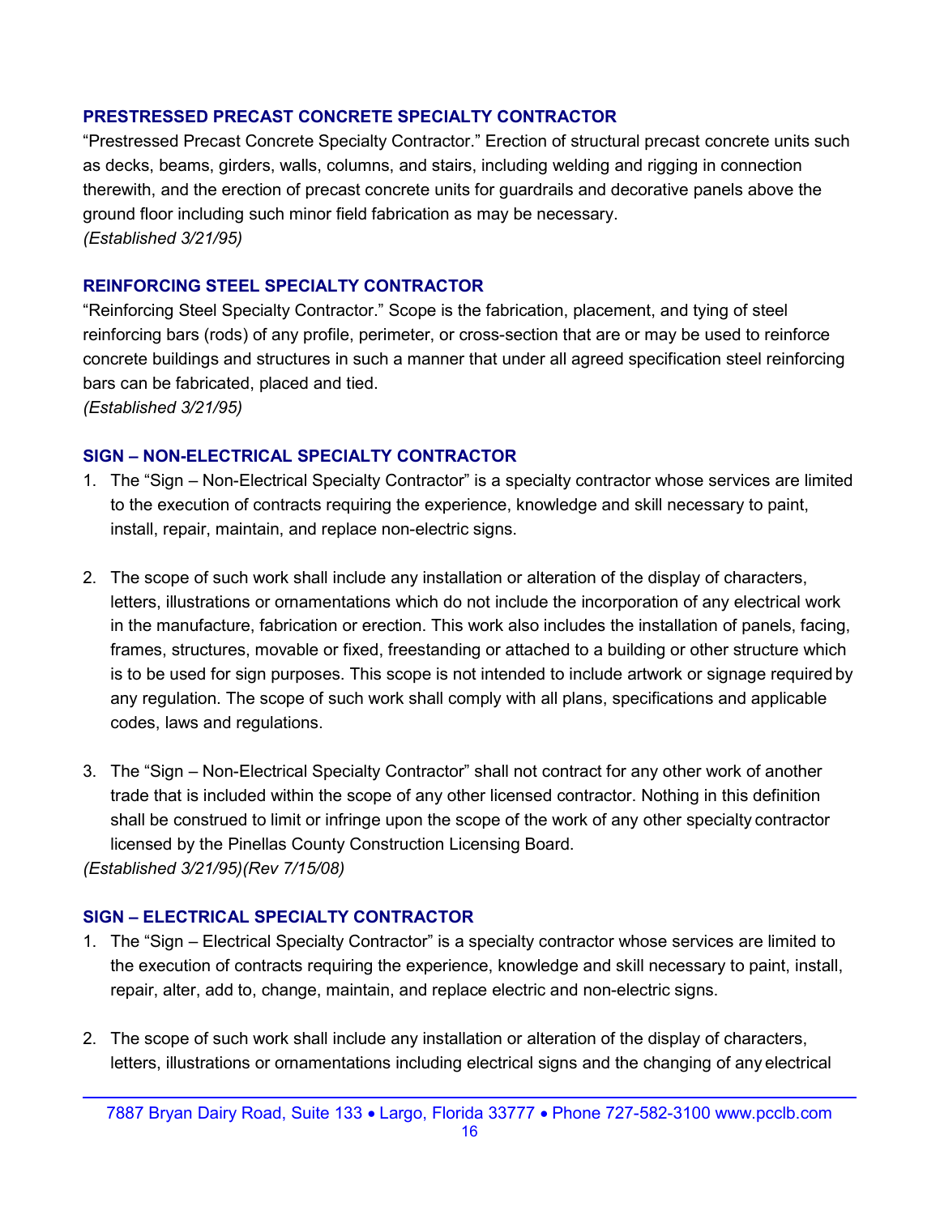### PRESTRESSED PRECAST CONCRETE SPECIALTY CONTRACTOR

"Prestressed Precast Concrete Specialty Contractor." Erection of structural precast concrete units such as decks, beams, girders, walls, columns, and stairs, including welding and rigging in connection therewith, and the erection of precast concrete units for guardrails and decorative panels above the ground floor including such minor field fabrication as may be necessary.
*(Established 3/21/95)*

### REINFORCING STEEL SPECIALTY CONTRACTOR

"Reinforcing Steel Specialty Contractor." Scope is the fabrication, placement, and tying of steel reinforcing bars (rods) of any profile, perimeter, or cross-section that are or may be used to reinforce concrete buildings and structures in such a manner that under all agreed specification steel reinforcing bars can be fabricated, placed and tied.
*(Established 3/21/95)*

### SIGN – NON-ELECTRICAL SPECIALTY CONTRACTOR

1. The "Sign – Non-Electrical Specialty Contractor" is a specialty contractor whose services are limited to the execution of contracts requiring the experience, knowledge and skill necessary to paint, install, repair, maintain, and replace non-electric signs.

2. The scope of such work shall include any installation or alteration of the display of characters, letters, illustrations or ornamentations which do not include the incorporation of any electrical work in the manufacture, fabrication or erection. This work also includes the installation of panels, facing, frames, structures, movable or fixed, freestanding or attached to a building or other structure which is to be used for sign purposes. This scope is not intended to include artwork or signage required by any regulation. The scope of such work shall comply with all plans, specifications and applicable codes, laws and regulations.

3. The "Sign – Non-Electrical Specialty Contractor" shall not contract for any other work of another trade that is included within the scope of any other licensed contractor. Nothing in this definition shall be construed to limit or infringe upon the scope of the work of any other specialty contractor licensed by the Pinellas County Construction Licensing Board.

*(Established 3/21/95)(Rev 7/15/08)*

### SIGN – ELECTRICAL SPECIALTY CONTRACTOR

1. The "Sign – Electrical Specialty Contractor" is a specialty contractor whose services are limited to the execution of contracts requiring the experience, knowledge and skill necessary to paint, install, repair, alter, add to, change, maintain, and replace electric and non-electric signs.

2. The scope of such work shall include any installation or alteration of the display of characters, letters, illustrations or ornamentations including electrical signs and the changing of any electrical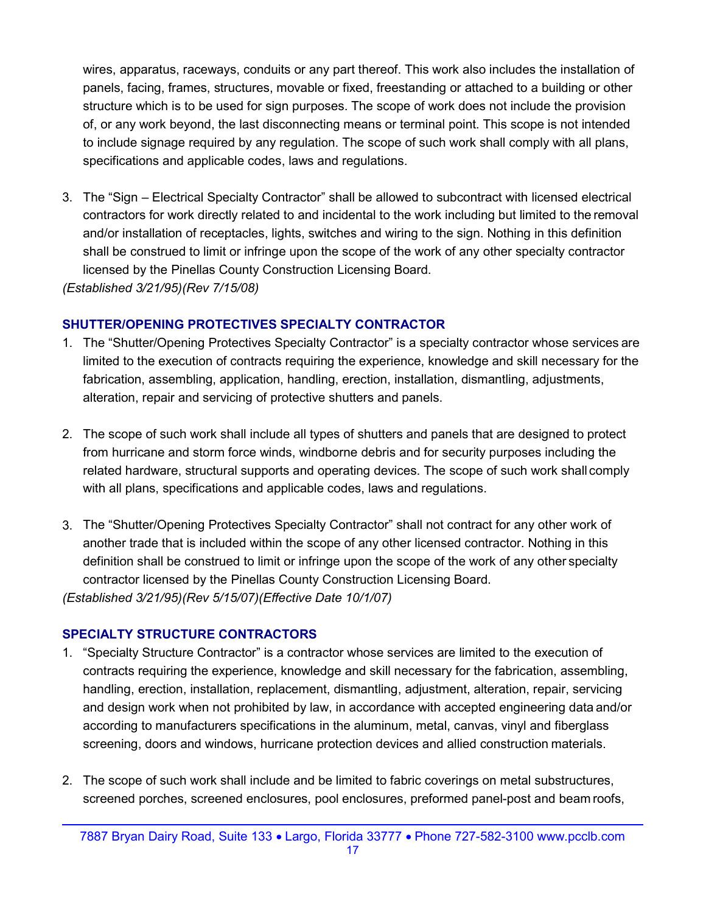wires, apparatus, raceways, conduits or any part thereof. This work also includes the installation of panels, facing, frames, structures, movable or fixed, freestanding or attached to a building or other structure which is to be used for sign purposes. The scope of work does not include the provision of, or any work beyond, the last disconnecting means or terminal point. This scope is not intended to include signage required by any regulation. The scope of such work shall comply with all plans, specifications and applicable codes, laws and regulations.

3. The "Sign – Electrical Specialty Contractor" shall be allowed to subcontract with licensed electrical contractors for work directly related to and incidental to the work including but limited to the removal and/or installation of receptacles, lights, switches and wiring to the sign. Nothing in this definition shall be construed to limit or infringe upon the scope of the work of any other specialty contractor licensed by the Pinellas County Construction Licensing Board.

*(Established 3/21/95)(Rev 7/15/08)*

### SHUTTER/OPENING PROTECTIVES SPECIALTY CONTRACTOR

1. The "Shutter/Opening Protectives Specialty Contractor" is a specialty contractor whose services are limited to the execution of contracts requiring the experience, knowledge and skill necessary for the fabrication, assembling, application, handling, erection, installation, dismantling, adjustments, alteration, repair and servicing of protective shutters and panels.

2. The scope of such work shall include all types of shutters and panels that are designed to protect from hurricane and storm force winds, windborne debris and for security purposes including the related hardware, structural supports and operating devices. The scope of such work shall comply with all plans, specifications and applicable codes, laws and regulations.

3. The "Shutter/Opening Protectives Specialty Contractor" shall not contract for any other work of another trade that is included within the scope of any other licensed contractor. Nothing in this definition shall be construed to limit or infringe upon the scope of the work of any other specialty contractor licensed by the Pinellas County Construction Licensing Board.

*(Established 3/21/95)(Rev 5/15/07)(Effective Date 10/1/07)*

### SPECIALTY STRUCTURE CONTRACTORS

1. "Specialty Structure Contractor" is a contractor whose services are limited to the execution of contracts requiring the experience, knowledge and skill necessary for the fabrication, assembling, handling, erection, installation, replacement, dismantling, adjustment, alteration, repair, servicing and design work when not prohibited by law, in accordance with accepted engineering data and/or according to manufacturers specifications in the aluminum, metal, canvas, vinyl and fiberglass screening, doors and windows, hurricane protection devices and allied construction materials.

2. The scope of such work shall include and be limited to fabric coverings on metal substructures, screened porches, screened enclosures, pool enclosures, preformed panel-post and beam roofs,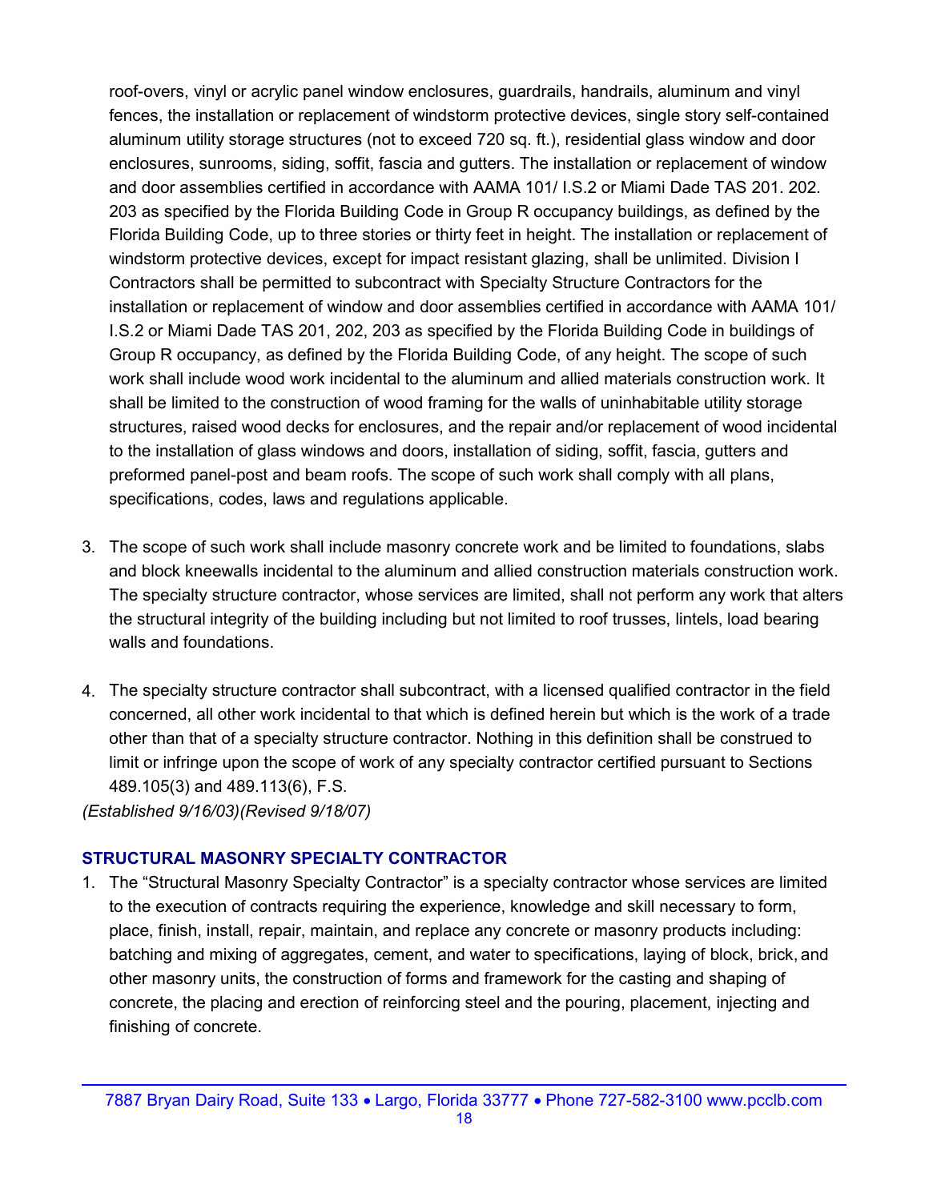roof-overs, vinyl or acrylic panel window enclosures, guardrails, handrails, aluminum and vinyl fences, the installation or replacement of windstorm protective devices, single story self-contained aluminum utility storage structures (not to exceed 720 sq. ft.), residential glass window and door enclosures, sunrooms, siding, soffit, fascia and gutters. The installation or replacement of window and door assemblies certified in accordance with AAMA 101/ I.S.2 or Miami Dade TAS 201. 202. 203 as specified by the Florida Building Code in Group R occupancy buildings, as defined by the Florida Building Code, up to three stories or thirty feet in height. The installation or replacement of windstorm protective devices, except for impact resistant glazing, shall be unlimited. Division I Contractors shall be permitted to subcontract with Specialty Structure Contractors for the installation or replacement of window and door assemblies certified in accordance with AAMA 101/ I.S.2 or Miami Dade TAS 201, 202, 203 as specified by the Florida Building Code in buildings of Group R occupancy, as defined by the Florida Building Code, of any height. The scope of such work shall include wood work incidental to the aluminum and allied materials construction work. It shall be limited to the construction of wood framing for the walls of uninhabitable utility storage structures, raised wood decks for enclosures, and the repair and/or replacement of wood incidental to the installation of glass windows and doors, installation of siding, soffit, fascia, gutters and preformed panel-post and beam roofs. The scope of such work shall comply with all plans, specifications, codes, laws and regulations applicable.

3. The scope of such work shall include masonry concrete work and be limited to foundations, slabs and block kneewalls incidental to the aluminum and allied construction materials construction work. The specialty structure contractor, whose services are limited, shall not perform any work that alters the structural integrity of the building including but not limited to roof trusses, lintels, load bearing walls and foundations.

4. The specialty structure contractor shall subcontract, with a licensed qualified contractor in the field concerned, all other work incidental to that which is defined herein but which is the work of a trade other than that of a specialty structure contractor. Nothing in this definition shall be construed to limit or infringe upon the scope of work of any specialty contractor certified pursuant to Sections 489.105(3) and 489.113(6), F.S.

*(Established 9/16/03)(Revised 9/18/07)*

### STRUCTURAL MASONRY SPECIALTY CONTRACTOR

1. The "Structural Masonry Specialty Contractor" is a specialty contractor whose services are limited to the execution of contracts requiring the experience, knowledge and skill necessary to form, place, finish, install, repair, maintain, and replace any concrete or masonry products including: batching and mixing of aggregates, cement, and water to specifications, laying of block, brick, and other masonry units, the construction of forms and framework for the casting and shaping of concrete, the placing and erection of reinforcing steel and the pouring, placement, injecting and finishing of concrete.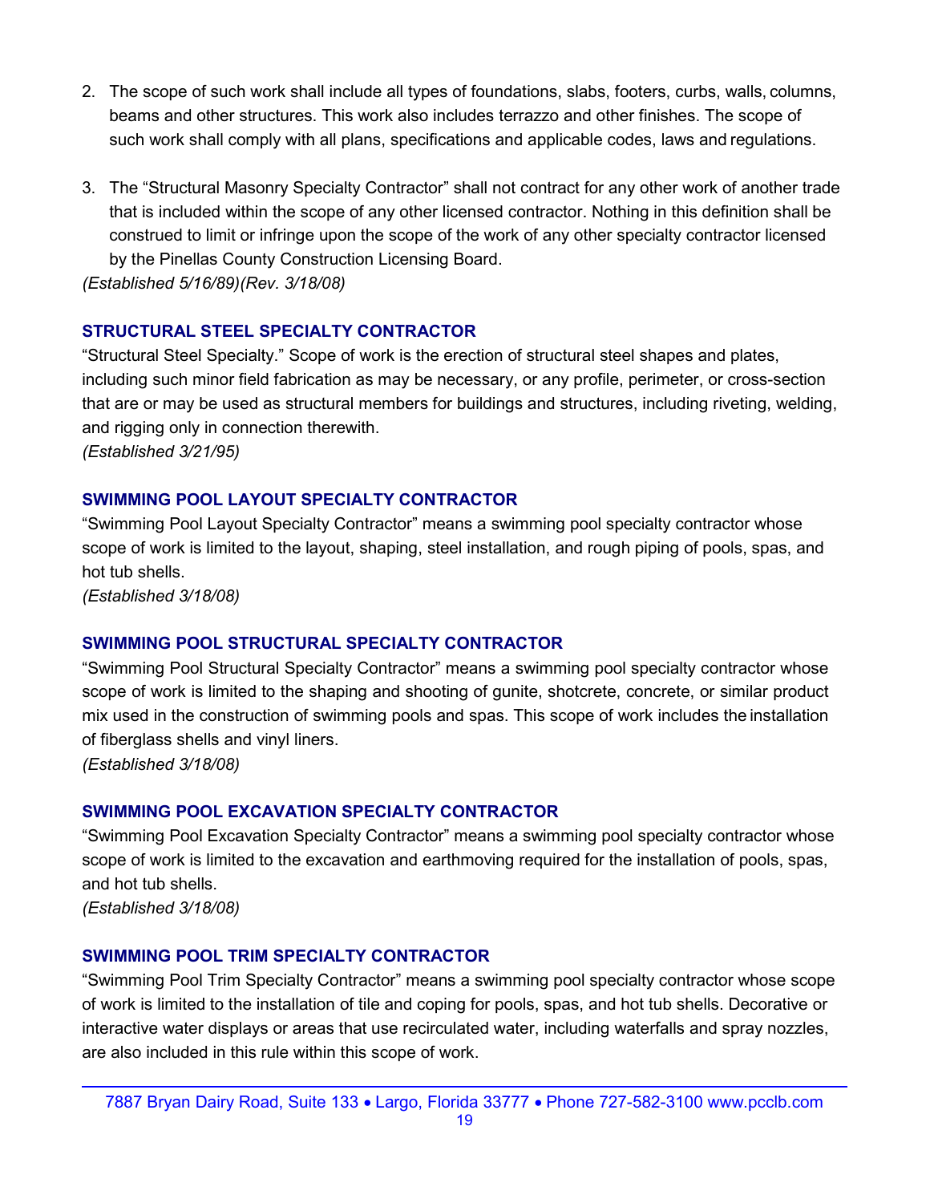2. The scope of such work shall include all types of foundations, slabs, footers, curbs, walls, columns, beams and other structures. This work also includes terrazzo and other finishes. The scope of such work shall comply with all plans, specifications and applicable codes, laws and regulations.

3. The "Structural Masonry Specialty Contractor" shall not contract for any other work of another trade that is included within the scope of any other licensed contractor. Nothing in this definition shall be construed to limit or infringe upon the scope of the work of any other specialty contractor licensed by the Pinellas County Construction Licensing Board.

*(Established 5/16/89)(Rev. 3/18/08)*

### STRUCTURAL STEEL SPECIALTY CONTRACTOR

"Structural Steel Specialty." Scope of work is the erection of structural steel shapes and plates, including such minor field fabrication as may be necessary, or any profile, perimeter, or cross-section that are or may be used as structural members for buildings and structures, including riveting, welding, and rigging only in connection therewith.

*(Established 3/21/95)*

### SWIMMING POOL LAYOUT SPECIALTY CONTRACTOR

"Swimming Pool Layout Specialty Contractor" means a swimming pool specialty contractor whose scope of work is limited to the layout, shaping, steel installation, and rough piping of pools, spas, and hot tub shells.

*(Established 3/18/08)*

### SWIMMING POOL STRUCTURAL SPECIALTY CONTRACTOR

"Swimming Pool Structural Specialty Contractor" means a swimming pool specialty contractor whose scope of work is limited to the shaping and shooting of gunite, shotcrete, concrete, or similar product mix used in the construction of swimming pools and spas. This scope of work includes the installation of fiberglass shells and vinyl liners.

*(Established 3/18/08)*

### SWIMMING POOL EXCAVATION SPECIALTY CONTRACTOR

"Swimming Pool Excavation Specialty Contractor" means a swimming pool specialty contractor whose scope of work is limited to the excavation and earthmoving required for the installation of pools, spas, and hot tub shells.

*(Established 3/18/08)*

### SWIMMING POOL TRIM SPECIALTY CONTRACTOR

"Swimming Pool Trim Specialty Contractor" means a swimming pool specialty contractor whose scope of work is limited to the installation of tile and coping for pools, spas, and hot tub shells. Decorative or interactive water displays or areas that use recirculated water, including waterfalls and spray nozzles, are also included in this rule within this scope of work.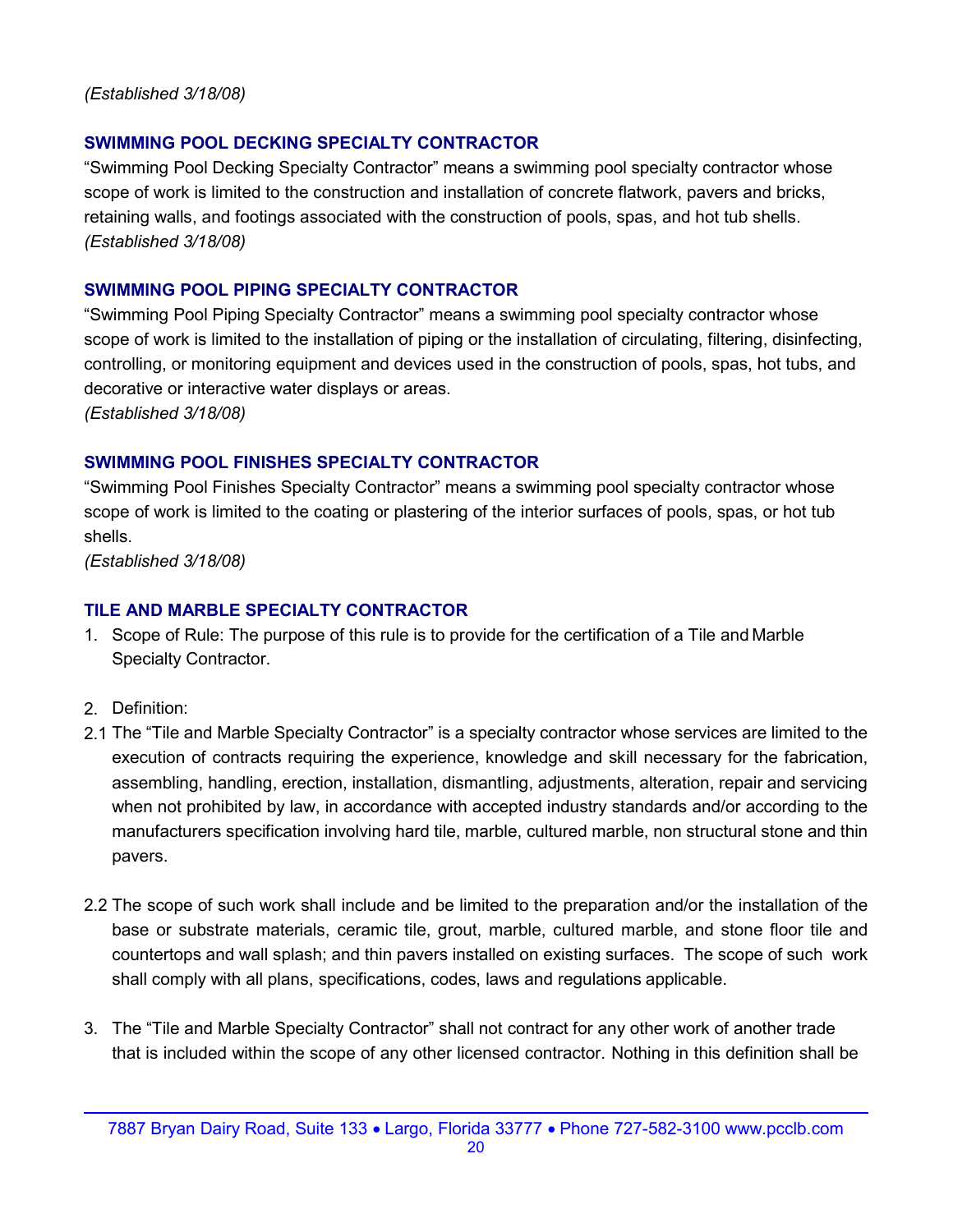*(Established 3/18/08)*

### SWIMMING POOL DECKING SPECIALTY CONTRACTOR

"Swimming Pool Decking Specialty Contractor" means a swimming pool specialty contractor whose scope of work is limited to the construction and installation of concrete flatwork, pavers and bricks, retaining walls, and footings associated with the construction of pools, spas, and hot tub shells.
*(Established 3/18/08)*

### SWIMMING POOL PIPING SPECIALTY CONTRACTOR

"Swimming Pool Piping Specialty Contractor" means a swimming pool specialty contractor whose scope of work is limited to the installation of piping or the installation of circulating, filtering, disinfecting, controlling, or monitoring equipment and devices used in the construction of pools, spas, hot tubs, and decorative or interactive water displays or areas.
*(Established 3/18/08)*

### SWIMMING POOL FINISHES SPECIALTY CONTRACTOR

"Swimming Pool Finishes Specialty Contractor" means a swimming pool specialty contractor whose scope of work is limited to the coating or plastering of the interior surfaces of pools, spas, or hot tub shells.
*(Established 3/18/08)*

### TILE AND MARBLE SPECIALTY CONTRACTOR

1. Scope of Rule: The purpose of this rule is to provide for the certification of a Tile and Marble Specialty Contractor.

2. Definition:

2.1 The "Tile and Marble Specialty Contractor" is a specialty contractor whose services are limited to the execution of contracts requiring the experience, knowledge and skill necessary for the fabrication, assembling, handling, erection, installation, dismantling, adjustments, alteration, repair and servicing when not prohibited by law, in accordance with accepted industry standards and/or according to the manufacturers specification involving hard tile, marble, cultured marble, non structural stone and thin pavers.

2.2 The scope of such work shall include and be limited to the preparation and/or the installation of the base or substrate materials, ceramic tile, grout, marble, cultured marble, and stone floor tile and countertops and wall splash; and thin pavers installed on existing surfaces. The scope of such work shall comply with all plans, specifications, codes, laws and regulations applicable.

3. The "Tile and Marble Specialty Contractor" shall not contract for any other work of another trade that is included within the scope of any other licensed contractor. Nothing in this definition shall be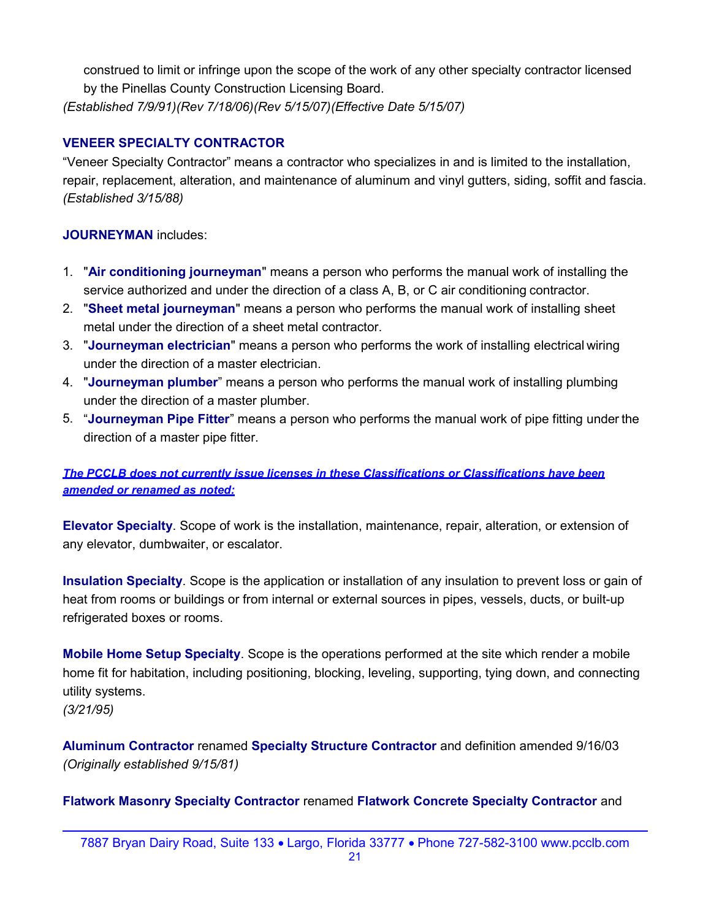construed to limit or infringe upon the scope of the work of any other specialty contractor licensed by the Pinellas County Construction Licensing Board.
*(Established 7/9/91)(Rev 7/18/06)(Rev 5/15/07)(Effective Date 5/15/07)*

**VENEER SPECIALTY CONTRACTOR**

"Veneer Specialty Contractor" means a contractor who specializes in and is limited to the installation, repair, replacement, alteration, and maintenance of aluminum and vinyl gutters, siding, soffit and fascia.
*(Established 3/15/88)*

**JOURNEYMAN** includes:

1. "**Air conditioning journeyman**" means a person who performs the manual work of installing the service authorized and under the direction of a class A, B, or C air conditioning contractor.
2. "**Sheet metal journeyman**" means a person who performs the manual work of installing sheet metal under the direction of a sheet metal contractor.
3. "**Journeyman electrician**" means a person who performs the work of installing electrical wiring under the direction of a master electrician.
4. "**Journeyman plumber**" means a person who performs the manual work of installing plumbing under the direction of a master plumber.
5. "**Journeyman Pipe Fitter**" means a person who performs the manual work of pipe fitting under the direction of a master pipe fitter.

***The PCCLB does not currently issue licenses in these Classifications or Classifications have been amended or renamed as noted:***

**Elevator Specialty**. Scope of work is the installation, maintenance, repair, alteration, or extension of any elevator, dumbwaiter, or escalator.

**Insulation Specialty**. Scope is the application or installation of any insulation to prevent loss or gain of heat from rooms or buildings or from internal or external sources in pipes, vessels, ducts, or built-up refrigerated boxes or rooms.

**Mobile Home Setup Specialty**. Scope is the operations performed at the site which render a mobile home fit for habitation, including positioning, blocking, leveling, supporting, tying down, and connecting utility systems.
*(3/21/95)*

**Aluminum Contractor** renamed **Specialty Structure Contractor** and definition amended 9/16/03
*(Originally established 9/15/81)*

**Flatwork Masonry Specialty Contractor** renamed **Flatwork Concrete Specialty Contractor** and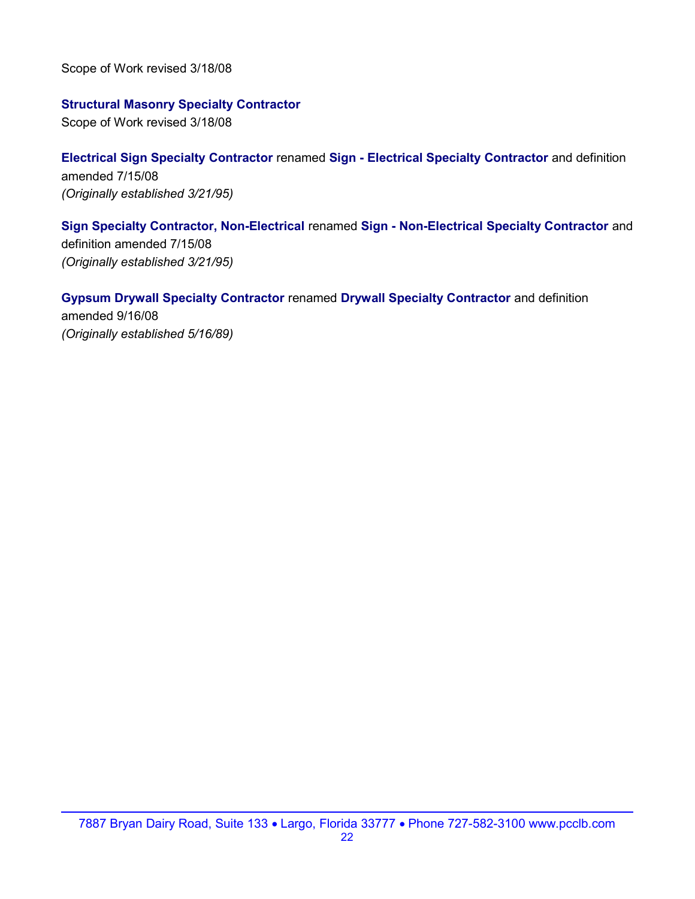Scope of Work revised 3/18/08

**Structural Masonry Specialty Contractor**
Scope of Work revised 3/18/08

**Electrical Sign Specialty Contractor** renamed **Sign - Electrical Specialty Contractor** and definition amended 7/15/08
*(Originally established 3/21/95)*

**Sign Specialty Contractor, Non-Electrical** renamed **Sign - Non-Electrical Specialty Contractor** and definition amended 7/15/08
*(Originally established 3/21/95)*

**Gypsum Drywall Specialty Contractor** renamed **Drywall Specialty Contractor** and definition amended 9/16/08
*(Originally established 5/16/89)*